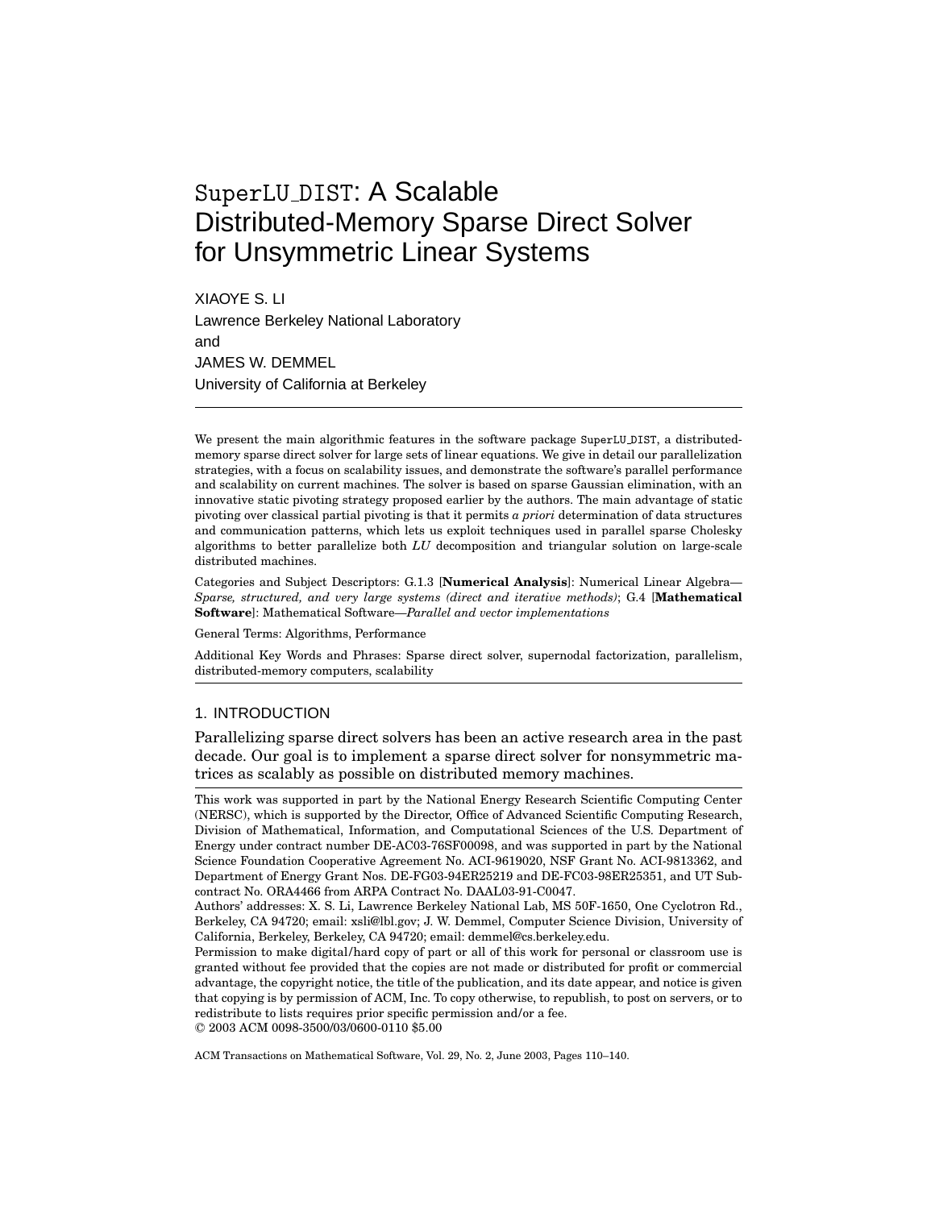# SuperLU_DIST: A Scalable Distributed-Memory Sparse Direct Solver for Unsymmetric Linear Systems

XIAOYE S. LI
Lawrence Berkeley National Laboratory
and
JAMES W. DEMMEL
University of California at Berkeley

---

We present the main algorithmic features in the software package SuperLU_DIST, a distributed-memory sparse direct solver for large sets of linear equations. We give in detail our parallelization strategies, with a focus on scalability issues, and demonstrate the software's parallel performance and scalability on current machines. The solver is based on sparse Gaussian elimination, with an innovative static pivoting strategy proposed earlier by the authors. The main advantage of static pivoting over classical partial pivoting is that it permits *a priori* determination of data structures and communication patterns, which lets us exploit techniques used in parallel sparse Cholesky algorithms to better parallelize both *LU* decomposition and triangular solution on large-scale distributed machines.

Categories and Subject Descriptors: G.1.3 [**Numerical Analysis**]: Numerical Linear Algebra—*Sparse, structured, and very large systems (direct and iterative methods)*; G.4 [**Mathematical Software**]: Mathematical Software—*Parallel and vector implementations*

General Terms: Algorithms, Performance

Additional Key Words and Phrases: Sparse direct solver, supernodal factorization, parallelism, distributed-memory computers, scalability

---

## 1. INTRODUCTION

Parallelizing sparse direct solvers has been an active research area in the past decade. Our goal is to implement a sparse direct solver for nonsymmetric matrices as scalably as possible on distributed memory machines.

---

This work was supported in part by the National Energy Research Scientific Computing Center (NERSC), which is supported by the Director, Office of Advanced Scientific Computing Research, Division of Mathematical, Information, and Computational Sciences of the U.S. Department of Energy under contract number DE-AC03-76SF00098, and was supported in part by the National Science Foundation Cooperative Agreement No. ACI-9619020, NSF Grant No. ACI-9813362, and Department of Energy Grant Nos. DE-FG03-94ER25219 and DE-FC03-98ER25351, and UT Subcontract No. ORA4466 from ARPA Contract No. DAAL03-91-C0047.
Authors' addresses: X. S. Li, Lawrence Berkeley National Lab, MS 50F-1650, One Cyclotron Rd., Berkeley, CA 94720; email: xsli@lbl.gov; J. W. Demmel, Computer Science Division, University of California, Berkeley, Berkeley, CA 94720; email: demmel@cs.berkeley.edu.
Permission to make digital/hard copy of part or all of this work for personal or classroom use is granted without fee provided that the copies are not made or distributed for profit or commercial advantage, the copyright notice, the title of the publication, and its date appear, and notice is given that copying is by permission of ACM, Inc. To copy otherwise, to republish, to post on servers, or to redistribute to lists requires prior specific permission and/or a fee.
© 2003 ACM 0098-3500/03/0600-0110 $5.00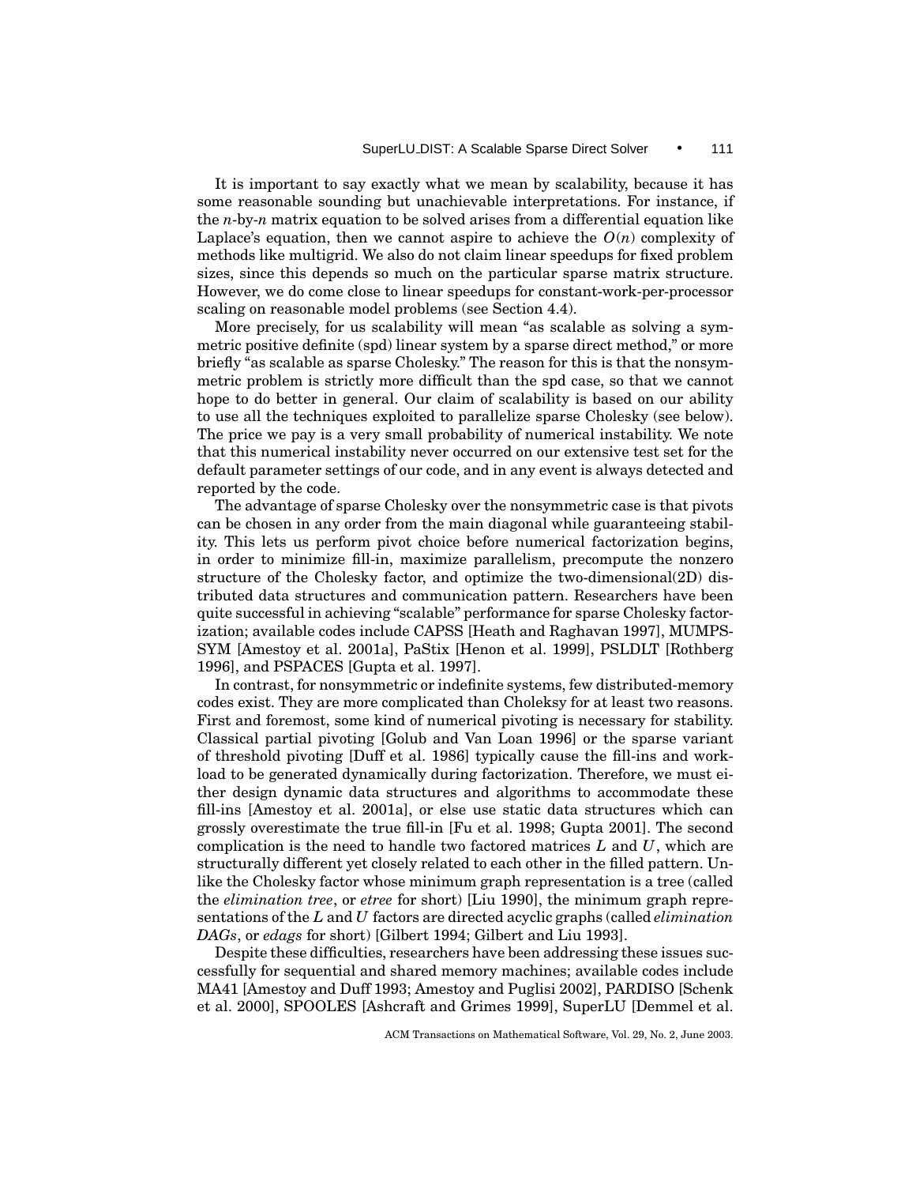It is important to say exactly what we mean by scalability, because it has some reasonable sounding but unachievable interpretations. For instance, if the $n$-by-$n$ matrix equation to be solved arises from a differential equation like Laplace's equation, then we cannot aspire to achieve the $O(n)$ complexity of methods like multigrid. We also do not claim linear speedups for fixed problem sizes, since this depends so much on the particular sparse matrix structure. However, we do come close to linear speedups for constant-work-per-processor scaling on reasonable model problems (see Section 4.4).

More precisely, for us scalability will mean "as scalable as solving a symmetric positive definite (spd) linear system by a sparse direct method," or more briefly "as scalable as sparse Cholesky." The reason for this is that the nonsymmetric problem is strictly more difficult than the spd case, so that we cannot hope to do better in general. Our claim of scalability is based on our ability to use all the techniques exploited to parallelize sparse Cholesky (see below). The price we pay is a very small probability of numerical instability. We note that this numerical instability never occurred on our extensive test set for the default parameter settings of our code, and in any event is always detected and reported by the code.

The advantage of sparse Cholesky over the nonsymmetric case is that pivots can be chosen in any order from the main diagonal while guaranteeing stability. This lets us perform pivot choice before numerical factorization begins, in order to minimize fill-in, maximize parallelism, precompute the nonzero structure of the Cholesky factor, and optimize the two-dimensional(2D) distributed data structures and communication pattern. Researchers have been quite successful in achieving "scalable" performance for sparse Cholesky factorization; available codes include CAPSS [Heath and Raghavan 1997], MUMPS-SYM [Amestoy et al. 2001a], PaStix [Henon et al. 1999], PSLDLT [Rothberg 1996], and PSPACES [Gupta et al. 1997].

In contrast, for nonsymmetric or indefinite systems, few distributed-memory codes exist. They are more complicated than Choleksy for at least two reasons. First and foremost, some kind of numerical pivoting is necessary for stability. Classical partial pivoting [Golub and Van Loan 1996] or the sparse variant of threshold pivoting [Duff et al. 1986] typically cause the fill-ins and workload to be generated dynamically during factorization. Therefore, we must either design dynamic data structures and algorithms to accommodate these fill-ins [Amestoy et al. 2001a], or else use static data structures which can grossly overestimate the true fill-in [Fu et al. 1998; Gupta 2001]. The second complication is the need to handle two factored matrices $L$ and $U$, which are structurally different yet closely related to each other in the filled pattern. Unlike the Cholesky factor whose minimum graph representation is a tree (called the *elimination tree*, or *etree* for short) [Liu 1990], the minimum graph representations of the $L$ and $U$ factors are directed acyclic graphs (called *elimination DAGs*, or *edags* for short) [Gilbert 1994; Gilbert and Liu 1993].

Despite these difficulties, researchers have been addressing these issues successfully for sequential and shared memory machines; available codes include MA41 [Amestoy and Duff 1993; Amestoy and Puglisi 2002], PARDISO [Schenk et al. 2000], SPOOLES [Ashcraft and Grimes 1999], SuperLU [Demmel et al.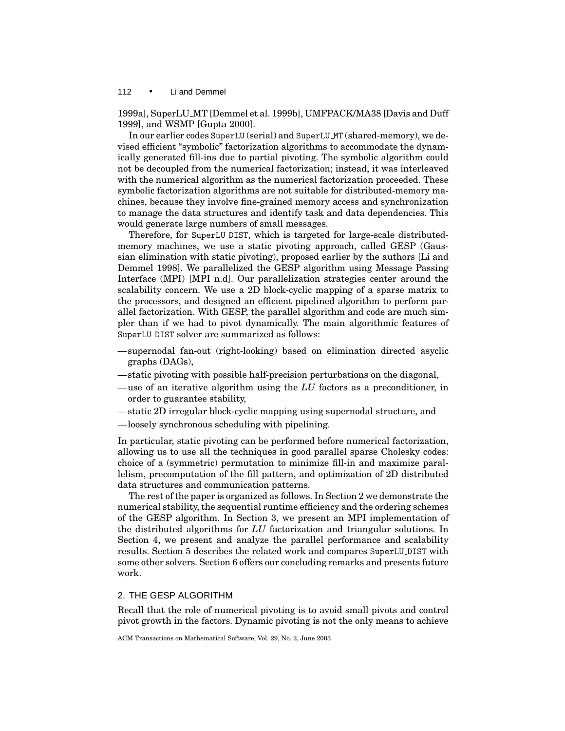1999a], SuperLU_MT [Demmel et al. 1999b], UMFPACK/MA38 [Davis and Duff 1999], and WSMP [Gupta 2000].

In our earlier codes SuperLU (serial) and SuperLU_MT (shared-memory), we devised efficient "symbolic" factorization algorithms to accommodate the dynamically generated fill-ins due to partial pivoting. The symbolic algorithm could not be decoupled from the numerical factorization; instead, it was interleaved with the numerical algorithm as the numerical factorization proceeded. These symbolic factorization algorithms are not suitable for distributed-memory machines, because they involve fine-grained memory access and synchronization to manage the data structures and identify task and data dependencies. This would generate large numbers of small messages.

Therefore, for SuperLU_DIST, which is targeted for large-scale distributed-memory machines, we use a static pivoting approach, called GESP (Gaussian elimination with static pivoting), proposed earlier by the authors [Li and Demmel 1998]. We parallelized the GESP algorithm using Message Passing Interface (MPI) [MPI n.d]. Our parallelization strategies center around the scalability concern. We use a 2D block-cyclic mapping of a sparse matrix to the processors, and designed an efficient pipelined algorithm to perform parallel factorization. With GESP, the parallel algorithm and code are much simpler than if we had to pivot dynamically. The main algorithmic features of SuperLU_DIST solver are summarized as follows:

- supernodal fan-out (right-looking) based on elimination directed asyclic graphs (DAGs),
- static pivoting with possible half-precision perturbations on the diagonal,
- use of an iterative algorithm using the *LU* factors as a preconditioner, in order to guarantee stability,
- static 2D irregular block-cyclic mapping using supernodal structure, and
- loosely synchronous scheduling with pipelining.

In particular, static pivoting can be performed before numerical factorization, allowing us to use all the techniques in good parallel sparse Cholesky codes: choice of a (symmetric) permutation to minimize fill-in and maximize parallelism, precomputation of the fill pattern, and optimization of 2D distributed data structures and communication patterns.

The rest of the paper is organized as follows. In Section 2 we demonstrate the numerical stability, the sequential runtime efficiency and the ordering schemes of the GESP algorithm. In Section 3, we present an MPI implementation of the distributed algorithms for *LU* factorization and triangular solutions. In Section 4, we present and analyze the parallel performance and scalability results. Section 5 describes the related work and compares SuperLU_DIST with some other solvers. Section 6 offers our concluding remarks and presents future work.

## 2. THE GESP ALGORITHM

Recall that the role of numerical pivoting is to avoid small pivots and control pivot growth in the factors. Dynamic pivoting is not the only means to achieve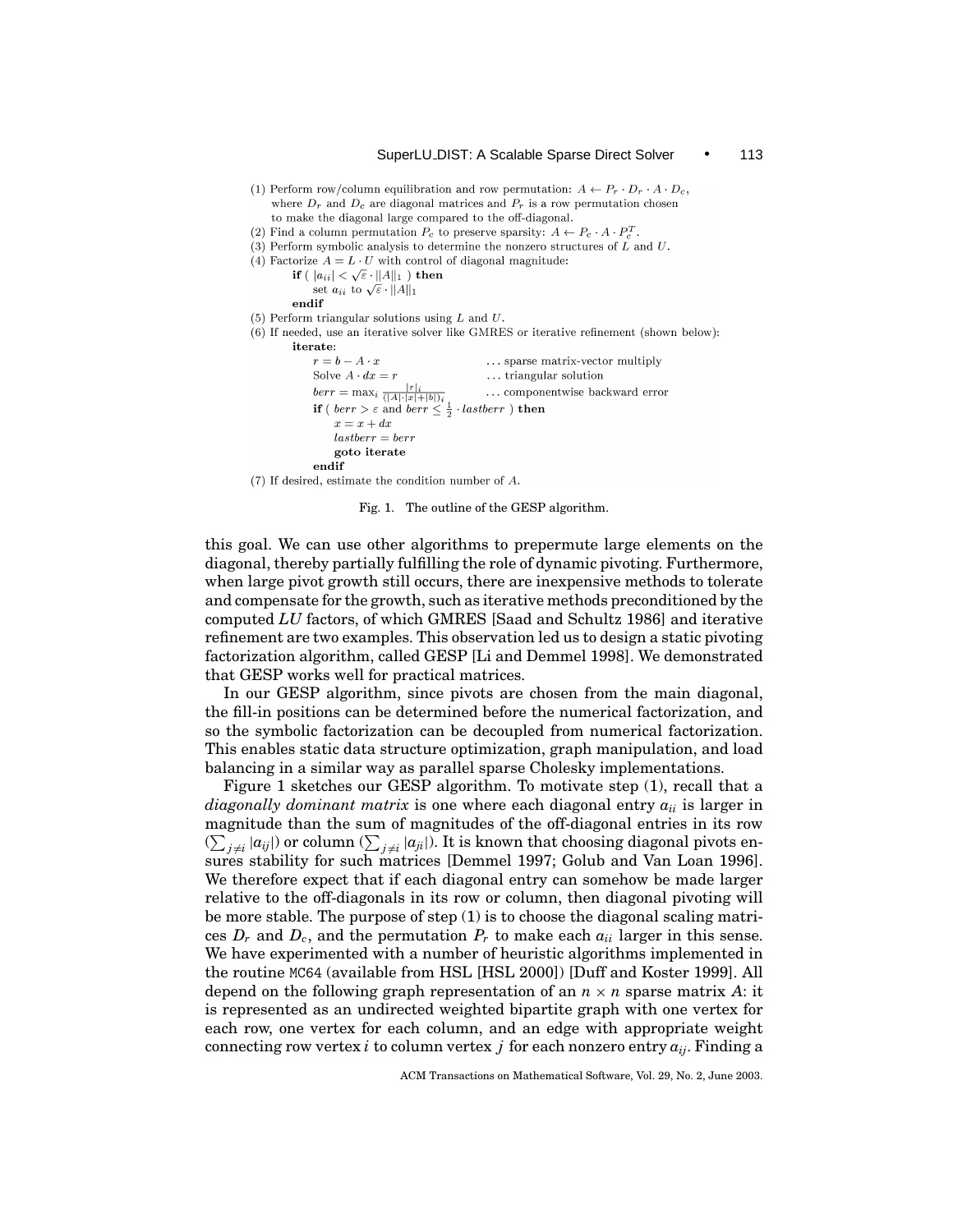(1) Perform row/column equilibration and row permutation: $A \leftarrow P_r \cdot D_r \cdot A \cdot D_c$, where $D_r$ and $D_c$ are diagonal matrices and $P_r$ is a row permutation chosen to make the diagonal large compared to the off-diagonal.

(2) Find a column permutation $P_c$ to preserve sparsity: $A \leftarrow P_c \cdot A \cdot P_c^T$.

(3) Perform symbolic analysis to determine the nonzero structures of $L$ and $U$.

(4) Factorize $A = L \cdot U$ with control of diagonal magnitude:

```
    if ( |a_ii| < sqrt(ε) · ||A||_1 ) then
        set a_ii to sqrt(ε) · ||A||_1
    endif
```

(5) Perform triangular solutions using $L$ and $U$.

(6) If needed, use an iterative solver like GMRES or iterative refinement (shown below):

```
    iterate:
        r = b − A · x                              ... sparse matrix-vector multiply
        Solve A · dx = r                           ... triangular solution
        berr = max_i |r|_i / (|A|·|x| + |b|)_i     ... componentwise backward error
        if ( berr > ε and berr ≤ 1/2 · lastberr ) then
            x = x + dx
            lastberr = berr
            goto iterate
        endif
```

(7) If desired, estimate the condition number of $A$.

Fig. 1. The outline of the GESP algorithm.

this goal. We can use other algorithms to prepermute large elements on the diagonal, thereby partially fulfilling the role of dynamic pivoting. Furthermore, when large pivot growth still occurs, there are inexpensive methods to tolerate and compensate for the growth, such as iterative methods preconditioned by the computed *LU* factors, of which GMRES [Saad and Schultz 1986] and iterative refinement are two examples. This observation led us to design a static pivoting factorization algorithm, called GESP [Li and Demmel 1998]. We demonstrated that GESP works well for practical matrices.

In our GESP algorithm, since pivots are chosen from the main diagonal, the fill-in positions can be determined before the numerical factorization, and so the symbolic factorization can be decoupled from numerical factorization. This enables static data structure optimization, graph manipulation, and load balancing in a similar way as parallel sparse Cholesky implementations.

Figure 1 sketches our GESP algorithm. To motivate step (1), recall that a *diagonally dominant matrix* is one where each diagonal entry $a_{ii}$ is larger in magnitude than the sum of magnitudes of the off-diagonal entries in its row ($\sum_{j \neq i} |a_{ij}|$) or column ($\sum_{j \neq i} |a_{ji}|$). It is known that choosing diagonal pivots ensures stability for such matrices [Demmel 1997; Golub and Van Loan 1996]. We therefore expect that if each diagonal entry can somehow be made larger relative to the off-diagonals in its row or column, then diagonal pivoting will be more stable. The purpose of step (1) is to choose the diagonal scaling matrices $D_r$ and $D_c$, and the permutation $P_r$ to make each $a_{ii}$ larger in this sense. We have experimented with a number of heuristic algorithms implemented in the routine MC64 (available from HSL [HSL 2000]) [Duff and Koster 1999]. All depend on the following graph representation of an $n \times n$ sparse matrix $A$: it is represented as an undirected weighted bipartite graph with one vertex for each row, one vertex for each column, and an edge with appropriate weight connecting row vertex $i$ to column vertex $j$ for each nonzero entry $a_{ij}$. Finding a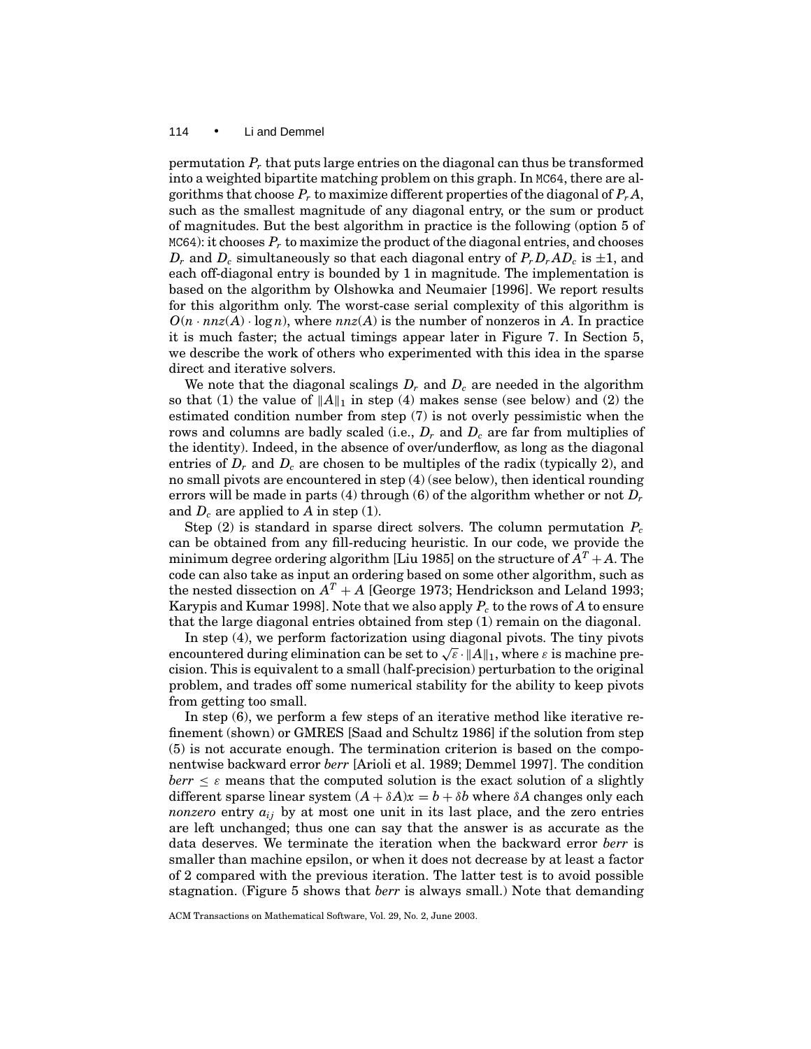permutation $P_r$ that puts large entries on the diagonal can thus be transformed into a weighted bipartite matching problem on this graph. In MC64, there are algorithms that choose $P_r$ to maximize different properties of the diagonal of $P_r A$, such as the smallest magnitude of any diagonal entry, or the sum or product of magnitudes. But the best algorithm in practice is the following (option 5 of MC64): it chooses $P_r$ to maximize the product of the diagonal entries, and chooses $D_r$ and $D_c$ simultaneously so that each diagonal entry of $P_r D_r A D_c$ is $\pm 1$, and each off-diagonal entry is bounded by 1 in magnitude. The implementation is based on the algorithm by Olshowka and Neumaier [1996]. We report results for this algorithm only. The worst-case serial complexity of this algorithm is $O(n \cdot nnz(A) \cdot \log n)$, where $nnz(A)$ is the number of nonzeros in $A$. In practice it is much faster; the actual timings appear later in Figure 7. In Section 5, we describe the work of others who experimented with this idea in the sparse direct and iterative solvers.

We note that the diagonal scalings $D_r$ and $D_c$ are needed in the algorithm so that (1) the value of $\|A\|_1$ in step (4) makes sense (see below) and (2) the estimated condition number from step (7) is not overly pessimistic when the rows and columns are badly scaled (i.e., $D_r$ and $D_c$ are far from multiples of the identity). Indeed, in the absence of over/underflow, as long as the diagonal entries of $D_r$ and $D_c$ are chosen to be multiples of the radix (typically 2), and no small pivots are encountered in step (4) (see below), then identical rounding errors will be made in parts (4) through (6) of the algorithm whether or not $D_r$ and $D_c$ are applied to $A$ in step (1).

Step (2) is standard in sparse direct solvers. The column permutation $P_c$ can be obtained from any fill-reducing heuristic. In our code, we provide the minimum degree ordering algorithm [Liu 1985] on the structure of $A^T + A$. The code can also take as input an ordering based on some other algorithm, such as the nested dissection on $A^T + A$ [George 1973; Hendrickson and Leland 1993; Karypis and Kumar 1998]. Note that we also apply $P_c$ to the rows of $A$ to ensure that the large diagonal entries obtained from step (1) remain on the diagonal.

In step (4), we perform factorization using diagonal pivots. The tiny pivots encountered during elimination can be set to $\sqrt{\varepsilon} \cdot \|A\|_1$, where $\varepsilon$ is machine precision. This is equivalent to a small (half-precision) perturbation to the original problem, and trades off some numerical stability for the ability to keep pivots from getting too small.

In step (6), we perform a few steps of an iterative method like iterative refinement (shown) or GMRES [Saad and Schultz 1986] if the solution from step (5) is not accurate enough. The termination criterion is based on the componentwise backward error *berr* [Arioli et al. 1989; Demmel 1997]. The condition $berr \leq \varepsilon$ means that the computed solution is the exact solution of a slightly different sparse linear system $(A + \delta A)x = b + \delta b$ where $\delta A$ changes only each *nonzero* entry $a_{ij}$ by at most one unit in its last place, and the zero entries are left unchanged; thus one can say that the answer is as accurate as the data deserves. We terminate the iteration when the backward error *berr* is smaller than machine epsilon, or when it does not decrease by at least a factor of 2 compared with the previous iteration. The latter test is to avoid possible stagnation. (Figure 5 shows that *berr* is always small.) Note that demanding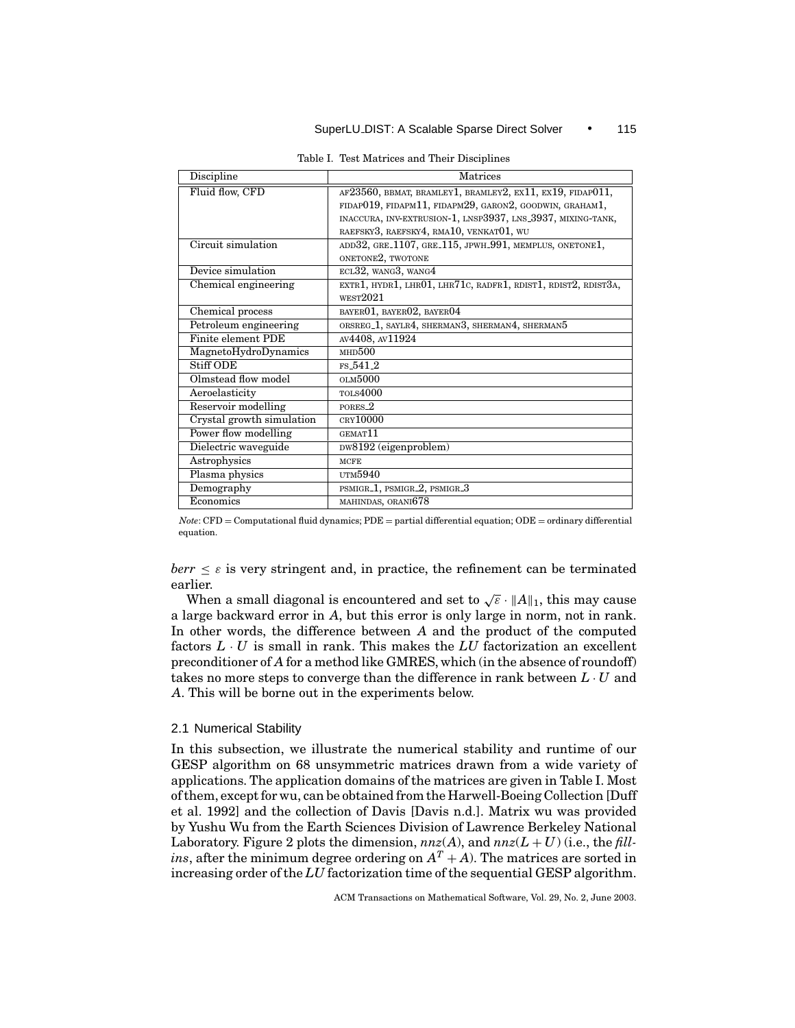Table I. Test Matrices and Their Disciplines

| Discipline | Matrices |
|---|---|
| Fluid flow, CFD | AF23560, BBMAT, BRAMLEY1, BRAMLEY2, EX11, EX19, FIDAP011, FIDAP019, FIDAPM11, FIDAPM29, GARON2, GOODWIN, GRAHAM1, INACCURA, INV-EXTRUSION-1, LNSP3937, LNS_3937, MIXING-TANK, RAEFSKY3, RAEFSKY4, RMA10, VENKAT01, WU |
| Circuit simulation | ADD32, GRE_1107, GRE_115, JPWH_991, MEMPLUS, ONETONE1, ONETONE2, TWOTONE |
| Device simulation | ECL32, WANG3, WANG4 |
| Chemical engineering | EXTR1, HYDR1, LHR01, LHR71C, RADFR1, RDIST1, RDIST2, RDIST3A, WEST2021 |
| Chemical process | BAYER01, BAYER02, BAYER04 |
| Petroleum engineering | ORSREG_1, SAYLR4, SHERMAN3, SHERMAN4, SHERMAN5 |
| Finite element PDE | AV4408, AV11924 |
| MagnetoHydroDynamics | MHD500 |
| Stiff ODE | FS_541_2 |
| Olmstead flow model | OLM5000 |
| Aeroelasticity | TOLS4000 |
| Reservoir modelling | PORES_2 |
| Crystal growth simulation | CRY10000 |
| Power flow modelling | GEMAT11 |
| Dielectric waveguide | DW8192 (eigenproblem) |
| Astrophysics | MCFE |
| Plasma physics | UTM5940 |
| Demography | PSMIGR_1, PSMIGR_2, PSMIGR_3 |
| Economics | MAHINDAS, ORANI678 |

*Note*: CFD = Computational fluid dynamics; PDE = partial differential equation; ODE = ordinary differential equation.

$berr \leq \varepsilon$ is very stringent and, in practice, the refinement can be terminated earlier.

When a small diagonal is encountered and set to $\sqrt{\varepsilon} \cdot \|A\|_1$, this may cause a large backward error in $A$, but this error is only large in norm, not in rank. In other words, the difference between $A$ and the product of the computed factors $L \cdot U$ is small in rank. This makes the $LU$ factorization an excellent preconditioner of $A$ for a method like GMRES, which (in the absence of roundoff) takes no more steps to converge than the difference in rank between $L \cdot U$ and $A$. This will be borne out in the experiments below.

### 2.1 Numerical Stability

In this subsection, we illustrate the numerical stability and runtime of our GESP algorithm on 68 unsymmetric matrices drawn from a wide variety of applications. The application domains of the matrices are given in Table I. Most of them, except for wu, can be obtained from the Harwell-Boeing Collection [Duff et al. 1992] and the collection of Davis [Davis n.d.]. Matrix wu was provided by Yushu Wu from the Earth Sciences Division of Lawrence Berkeley National Laboratory. Figure 2 plots the dimension, $nnz(A)$, and $nnz(L+U)$ (i.e., the *fill-ins*, after the minimum degree ordering on $A^T + A$). The matrices are sorted in increasing order of the $LU$ factorization time of the sequential GESP algorithm.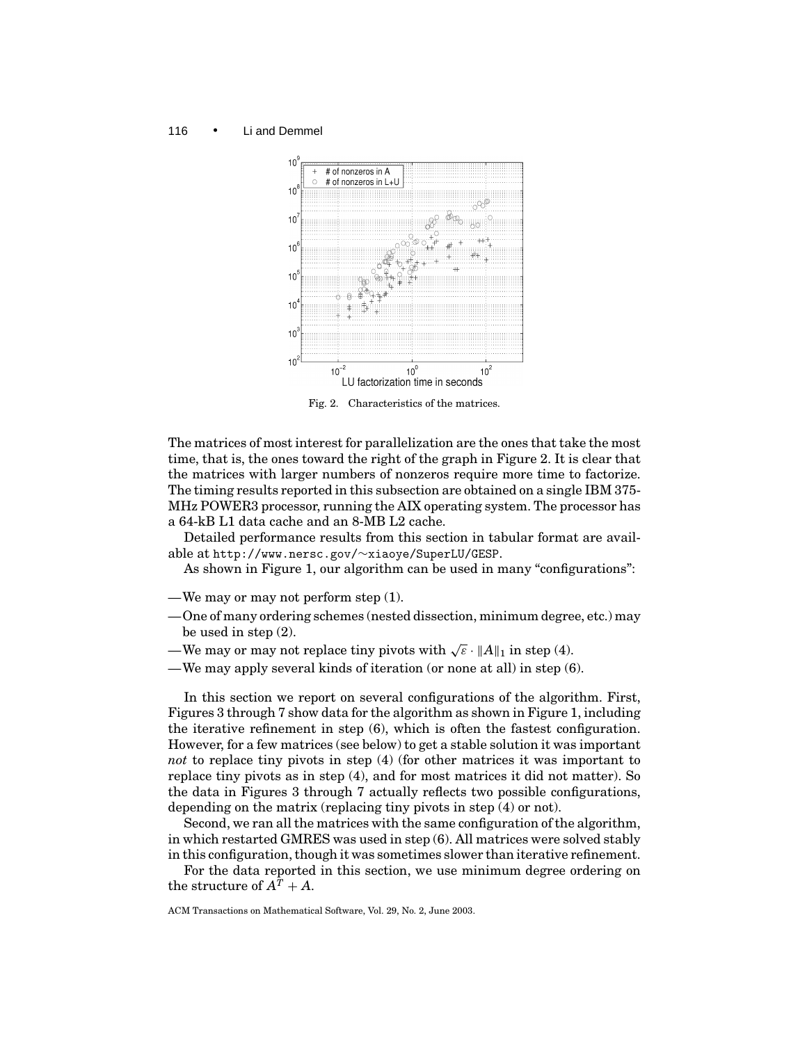Fig. 2. Characteristics of the matrices.

The matrices of most interest for parallelization are the ones that take the most time, that is, the ones toward the right of the graph in Figure 2. It is clear that the matrices with larger numbers of nonzeros require more time to factorize. The timing results reported in this subsection are obtained on a single IBM 375-MHz POWER3 processor, running the AIX operating system. The processor has a 64-kB L1 data cache and an 8-MB L2 cache.

Detailed performance results from this section in tabular format are available at `http://www.nersc.gov/~xiaoye/SuperLU/GESP`.

As shown in Figure 1, our algorithm can be used in many "configurations":

- We may or may not perform step (1).
- One of many ordering schemes (nested dissection, minimum degree, etc.) may be used in step (2).
- We may or may not replace tiny pivots with $\sqrt{\varepsilon} \cdot \|A\|_1$ in step (4).
- We may apply several kinds of iteration (or none at all) in step (6).

In this section we report on several configurations of the algorithm. First, Figures 3 through 7 show data for the algorithm as shown in Figure 1, including the iterative refinement in step (6), which is often the fastest configuration. However, for a few matrices (see below) to get a stable solution it was important *not* to replace tiny pivots in step (4) (for other matrices it was important to replace tiny pivots as in step (4), and for most matrices it did not matter). So the data in Figures 3 through 7 actually reflects two possible configurations, depending on the matrix (replacing tiny pivots in step (4) or not).

Second, we ran all the matrices with the same configuration of the algorithm, in which restarted GMRES was used in step (6). All matrices were solved stably in this configuration, though it was sometimes slower than iterative refinement.

For the data reported in this section, we use minimum degree ordering on the structure of $A^T + A$.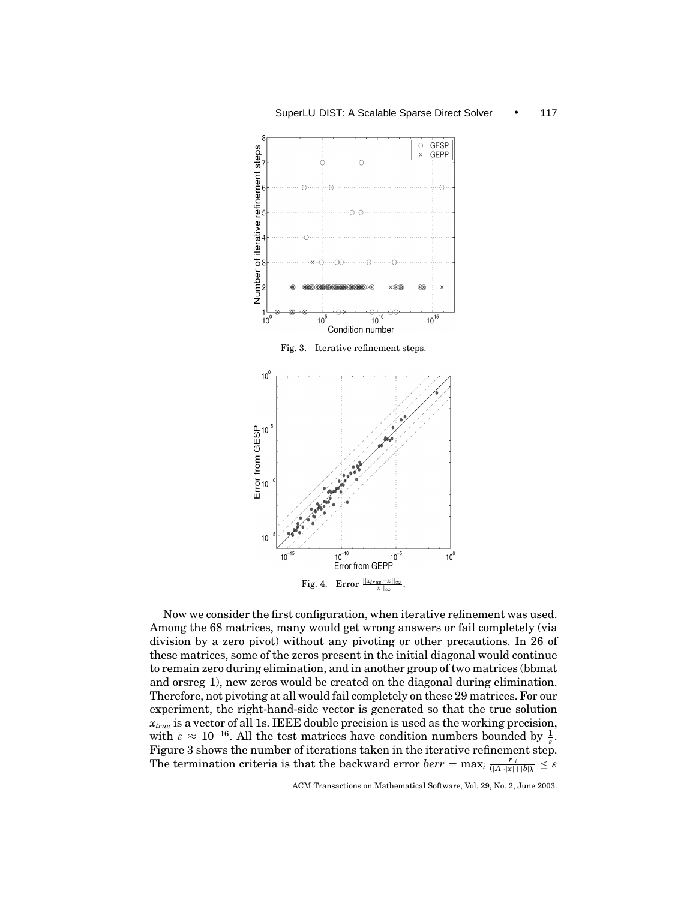Fig. 3. Iterative refinement steps.

Fig. 4. Error $\frac{||x_{true} - x||_\infty}{||x||_\infty}$.

Now we consider the first configuration, when iterative refinement was used. Among the 68 matrices, many would get wrong answers or fail completely (via division by a zero pivot) without any pivoting or other precautions. In 26 of these matrices, some of the zeros present in the initial diagonal would continue to remain zero during elimination, and in another group of two matrices (bbmat and orsreg_1), new zeros would be created on the diagonal during elimination. Therefore, not pivoting at all would fail completely on these 29 matrices. For our experiment, the right-hand-side vector is generated so that the true solution $x_{true}$ is a vector of all 1s. IEEE double precision is used as the working precision, with $\varepsilon \approx 10^{-16}$. All the test matrices have condition numbers bounded by $\frac{1}{\varepsilon}$. Figure 3 shows the number of iterations taken in the iterative refinement step. The termination criteria is that the backward error $berr = \max_i \frac{|r|_i}{(|A| \cdot |x| + |b|)_i} \leq \varepsilon$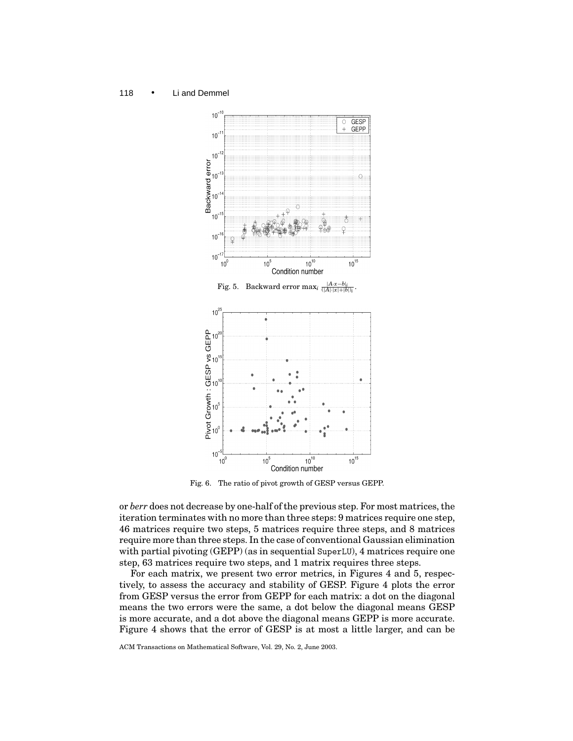Fig. 5. Backward error $\max_i \frac{|A \cdot x - b|_i}{(|A| \cdot |x| + |b|)_i}$.

Fig. 6. The ratio of pivot growth of GESP versus GEPP.

or *berr* does not decrease by one-half of the previous step. For most matrices, the iteration terminates with no more than three steps: 9 matrices require one step, 46 matrices require two steps, 5 matrices require three steps, and 8 matrices require more than three steps. In the case of conventional Gaussian elimination with partial pivoting (GEPP) (as in sequential SuperLU), 4 matrices require one step, 63 matrices require two steps, and 1 matrix requires three steps.

For each matrix, we present two error metrics, in Figures 4 and 5, respectively, to assess the accuracy and stability of GESP. Figure 4 plots the error from GESP versus the error from GEPP for each matrix: a dot on the diagonal means the two errors were the same, a dot below the diagonal means GESP is more accurate, and a dot above the diagonal means GEPP is more accurate. Figure 4 shows that the error of GESP is at most a little larger, and can be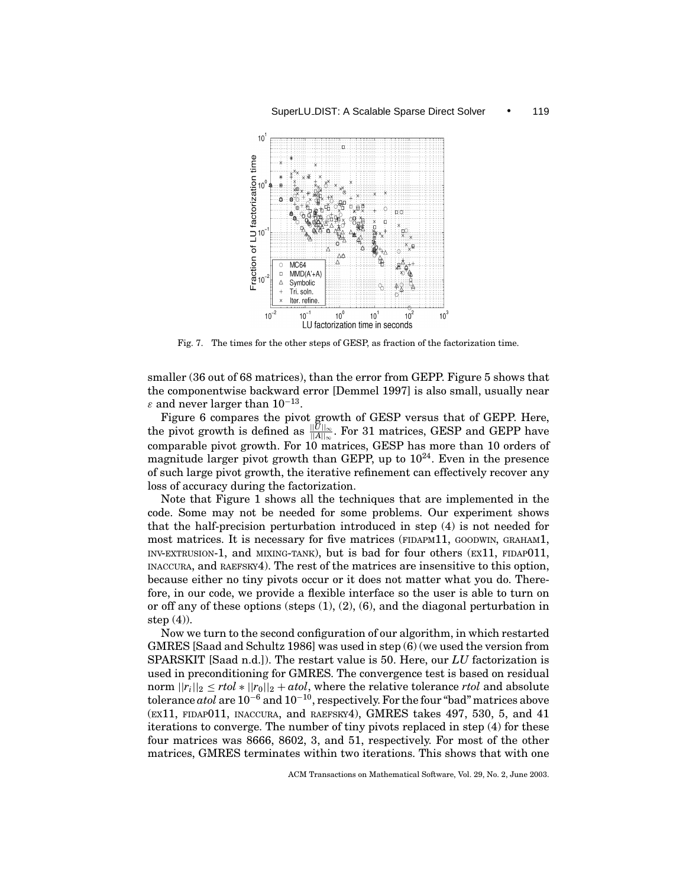Fig. 7. The times for the other steps of GESP, as fraction of the factorization time.

smaller (36 out of 68 matrices), than the error from GEPP. Figure 5 shows that the componentwise backward error [Demmel 1997] is also small, usually near $\varepsilon$ and never larger than $10^{-13}$.

Figure 6 compares the pivot growth of GESP versus that of GEPP. Here, the pivot growth is defined as $\frac{\|U\|_\infty}{\|A\|_\infty}$. For 31 matrices, GESP and GEPP have comparable pivot growth. For 10 matrices, GESP has more than 10 orders of magnitude larger pivot growth than GEPP, up to $10^{24}$. Even in the presence of such large pivot growth, the iterative refinement can effectively recover any loss of accuracy during the factorization.

Note that Figure 1 shows all the techniques that are implemented in the code. Some may not be needed for some problems. Our experiment shows that the half-precision perturbation introduced in step (4) is not needed for most matrices. It is necessary for five matrices (FIDAPM11, GOODWIN, GRAHAM1, INV-EXTRUSION-1, and MIXING-TANK), but is bad for four others (EX11, FIDAP011, INACCURA, and RAEFSKY4). The rest of the matrices are insensitive to this option, because either no tiny pivots occur or it does not matter what you do. Therefore, in our code, we provide a flexible interface so the user is able to turn on or off any of these options (steps (1), (2), (6), and the diagonal perturbation in step (4)).

Now we turn to the second configuration of our algorithm, in which restarted GMRES [Saad and Schultz 1986] was used in step (6) (we used the version from SPARSKIT [Saad n.d.]). The restart value is 50. Here, our *LU* factorization is used in preconditioning for GMRES. The convergence test is based on residual norm $||r_i||_2 \leq rtol * ||r_0||_2 + atol$, where the relative tolerance *rtol* and absolute tolerance *atol* are $10^{-6}$ and $10^{-10}$, respectively. For the four "bad" matrices above (EX11, FIDAP011, INACCURA, and RAEFSKY4), GMRES takes 497, 530, 5, and 41 iterations to converge. The number of tiny pivots replaced in step (4) for these four matrices was 8666, 8602, 3, and 51, respectively. For most of the other matrices, GMRES terminates within two iterations. This shows that with one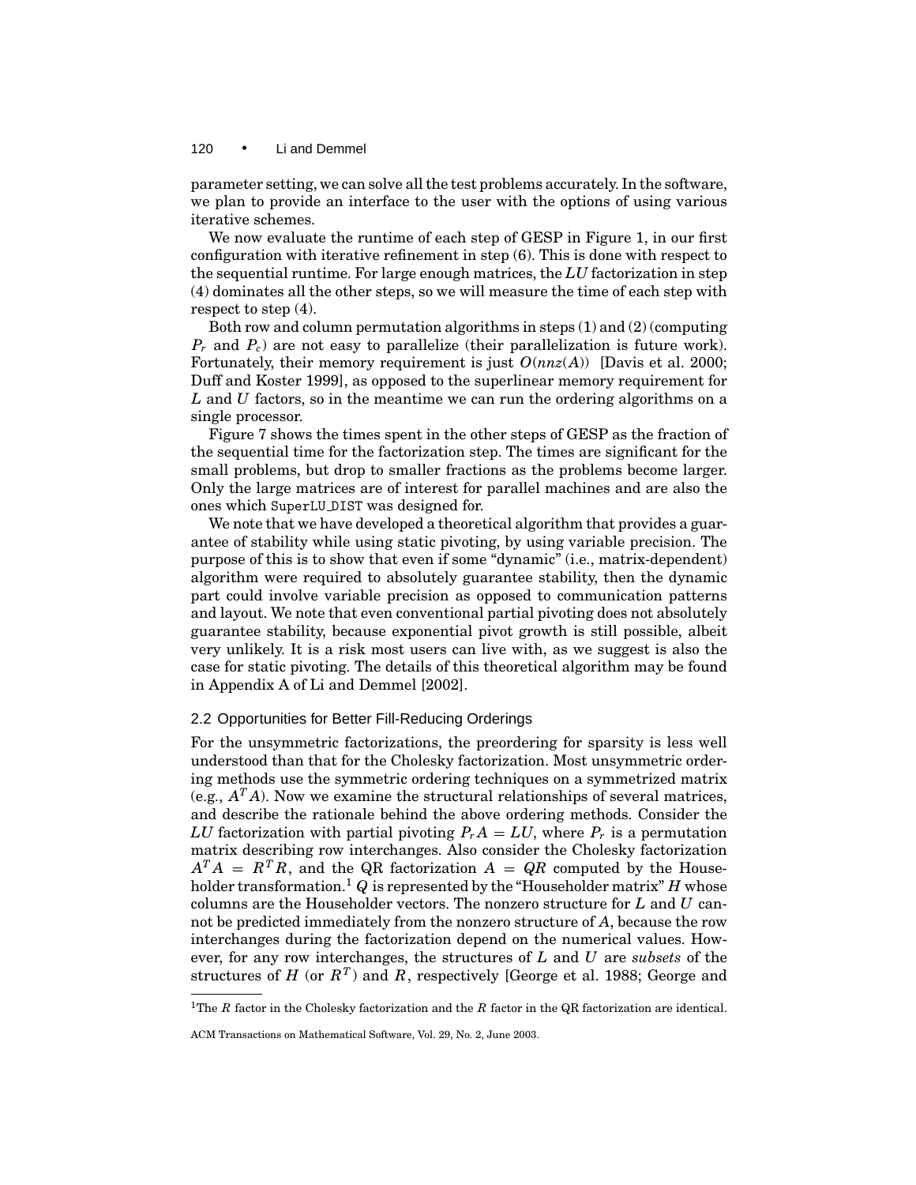parameter setting, we can solve all the test problems accurately. In the software, we plan to provide an interface to the user with the options of using various iterative schemes.

We now evaluate the runtime of each step of GESP in Figure 1, in our first configuration with iterative refinement in step (6). This is done with respect to the sequential runtime. For large enough matrices, the $LU$ factorization in step (4) dominates all the other steps, so we will measure the time of each step with respect to step (4).

Both row and column permutation algorithms in steps (1) and (2) (computing $P_r$ and $P_c$) are not easy to parallelize (their parallelization is future work). Fortunately, their memory requirement is just $O(nnz(A))$ [Davis et al. 2000; Duff and Koster 1999], as opposed to the superlinear memory requirement for $L$ and $U$ factors, so in the meantime we can run the ordering algorithms on a single processor.

Figure 7 shows the times spent in the other steps of GESP as the fraction of the sequential time for the factorization step. The times are significant for the small problems, but drop to smaller fractions as the problems become larger. Only the large matrices are of interest for parallel machines and are also the ones which SuperLU_DIST was designed for.

We note that we have developed a theoretical algorithm that provides a guarantee of stability while using static pivoting, by using variable precision. The purpose of this is to show that even if some "dynamic" (i.e., matrix-dependent) algorithm were required to absolutely guarantee stability, then the dynamic part could involve variable precision as opposed to communication patterns and layout. We note that even conventional partial pivoting does not absolutely guarantee stability, because exponential pivot growth is still possible, albeit very unlikely. It is a risk most users can live with, as we suggest is also the case for static pivoting. The details of this theoretical algorithm may be found in Appendix A of Li and Demmel [2002].

### 2.2 Opportunities for Better Fill-Reducing Orderings

For the unsymmetric factorizations, the preordering for sparsity is less well understood than that for the Cholesky factorization. Most unsymmetric ordering methods use the symmetric ordering techniques on a symmetrized matrix (e.g., $A^T A$). Now we examine the structural relationships of several matrices, and describe the rationale behind the above ordering methods. Consider the $LU$ factorization with partial pivoting $P_r A = LU$, where $P_r$ is a permutation matrix describing row interchanges. Also consider the Cholesky factorization $A^T A = R^T R$, and the QR factorization $A = QR$ computed by the Householder transformation.[1] $Q$ is represented by the "Householder matrix" $H$ whose columns are the Householder vectors. The nonzero structure for $L$ and $U$ cannot be predicted immediately from the nonzero structure of $A$, because the row interchanges during the factorization depend on the numerical values. However, for any row interchanges, the structures of $L$ and $U$ are *subsets* of the structures of $H$ (or $R^T$) and $R$, respectively [George et al. 1988; George and

[1]The $R$ factor in the Cholesky factorization and the $R$ factor in the QR factorization are identical.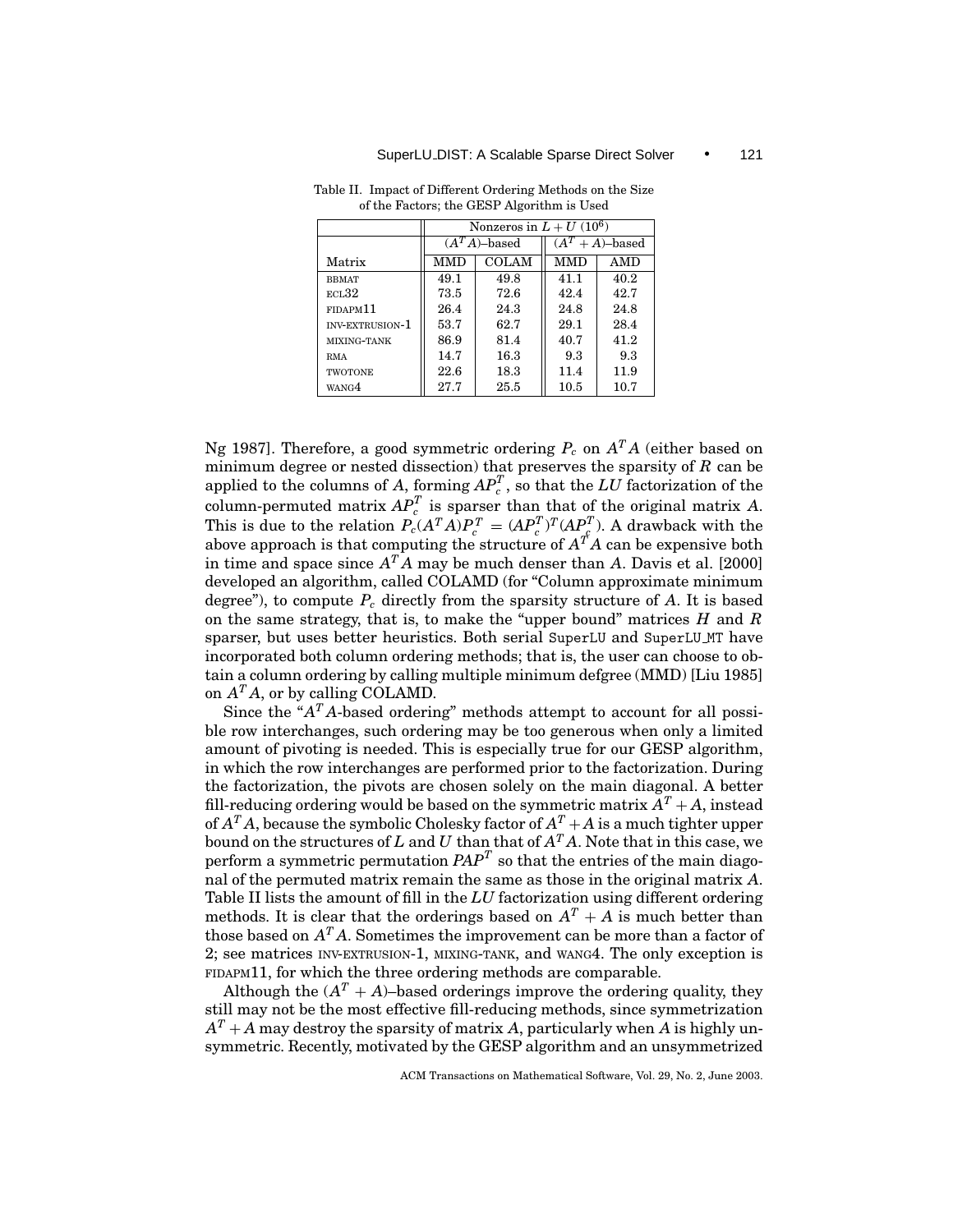Table II. Impact of Different Ordering Methods on the Size of the Factors; the GESP Algorithm is Used

| | Nonzeros in $L + U$ ($10^6$) | | | |
|---|---|---|---|---|
| | $(A^T A)$–based | | $(A^T + A)$–based | |
| Matrix | MMD | COLAM | MMD | AMD |
| BBMAT | 49.1 | 49.8 | 41.1 | 40.2 |
| ECL32 | 73.5 | 72.6 | 42.4 | 42.7 |
| FIDAPM11 | 26.4 | 24.3 | 24.8 | 24.8 |
| INV-EXTRUSION-1 | 53.7 | 62.7 | 29.1 | 28.4 |
| MIXING-TANK | 86.9 | 81.4 | 40.7 | 41.2 |
| RMA | 14.7 | 16.3 | 9.3 | 9.3 |
| TWOTONE | 22.6 | 18.3 | 11.4 | 11.9 |
| WANG4 | 27.7 | 25.5 | 10.5 | 10.7 |

Ng 1987]. Therefore, a good symmetric ordering $P_c$ on $A^T A$ (either based on minimum degree or nested dissection) that preserves the sparsity of $R$ can be applied to the columns of $A$, forming $AP_c^T$, so that the $LU$ factorization of the column-permuted matrix $AP_c^T$ is sparser than that of the original matrix $A$. This is due to the relation $P_c(A^T A)P_c^T = (AP_c^T)^T(AP_c^T)$. A drawback with the above approach is that computing the structure of $A^T A$ can be expensive both in time and space since $A^T A$ may be much denser than $A$. Davis et al. [2000] developed an algorithm, called COLAMD (for "Column approximate minimum degree"), to compute $P_c$ directly from the sparsity structure of $A$. It is based on the same strategy, that is, to make the "upper bound" matrices $H$ and $R$ sparser, but uses better heuristics. Both serial SuperLU and SuperLU_MT have incorporated both column ordering methods; that is, the user can choose to obtain a column ordering by calling multiple minimum defgree (MMD) [Liu 1985] on $A^T A$, or by calling COLAMD.

Since the "$A^T A$-based ordering" methods attempt to account for all possible row interchanges, such ordering may be too generous when only a limited amount of pivoting is needed. This is especially true for our GESP algorithm, in which the row interchanges are performed prior to the factorization. During the factorization, the pivots are chosen solely on the main diagonal. A better fill-reducing ordering would be based on the symmetric matrix $A^T + A$, instead of $A^T A$, because the symbolic Cholesky factor of $A^T + A$ is a much tighter upper bound on the structures of $L$ and $U$ than that of $A^T A$. Note that in this case, we perform a symmetric permutation $PAP^T$ so that the entries of the main diagonal of the permuted matrix remain the same as those in the original matrix $A$. Table II lists the amount of fill in the $LU$ factorization using different ordering methods. It is clear that the orderings based on $A^T + A$ is much better than those based on $A^T A$. Sometimes the improvement can be more than a factor of 2; see matrices INV-EXTRUSION-1, MIXING-TANK, and WANG4. The only exception is FIDAPM11, for which the three ordering methods are comparable.

Although the $(A^T + A)$–based orderings improve the ordering quality, they still may not be the most effective fill-reducing methods, since symmetrization $A^T + A$ may destroy the sparsity of matrix $A$, particularly when $A$ is highly unsymmetric. Recently, motivated by the GESP algorithm and an unsymmetrized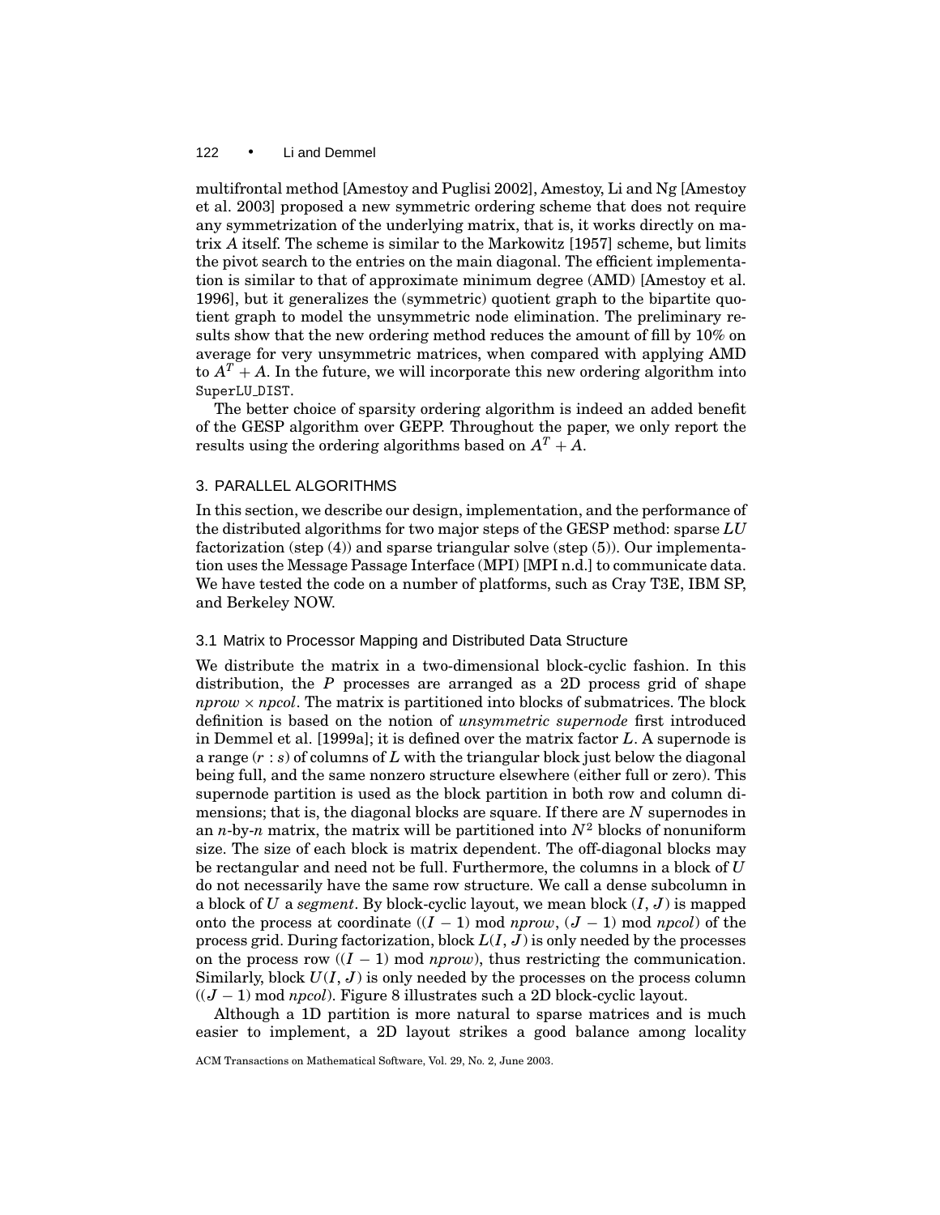multifrontal method [Amestoy and Puglisi 2002], Amestoy, Li and Ng [Amestoy et al. 2003] proposed a new symmetric ordering scheme that does not require any symmetrization of the underlying matrix, that is, it works directly on matrix $A$ itself. The scheme is similar to the Markowitz [1957] scheme, but limits the pivot search to the entries on the main diagonal. The efficient implementation is similar to that of approximate minimum degree (AMD) [Amestoy et al. 1996], but it generalizes the (symmetric) quotient graph to the bipartite quotient graph to model the unsymmetric node elimination. The preliminary results show that the new ordering method reduces the amount of fill by 10% on average for very unsymmetric matrices, when compared with applying AMD to $A^T + A$. In the future, we will incorporate this new ordering algorithm into SuperLU_DIST.

The better choice of sparsity ordering algorithm is indeed an added benefit of the GESP algorithm over GEPP. Throughout the paper, we only report the results using the ordering algorithms based on $A^T + A$.

## 3. PARALLEL ALGORITHMS

In this section, we describe our design, implementation, and the performance of the distributed algorithms for two major steps of the GESP method: sparse $LU$ factorization (step (4)) and sparse triangular solve (step (5)). Our implementation uses the Message Passage Interface (MPI) [MPI n.d.] to communicate data. We have tested the code on a number of platforms, such as Cray T3E, IBM SP, and Berkeley NOW.

### 3.1 Matrix to Processor Mapping and Distributed Data Structure

We distribute the matrix in a two-dimensional block-cyclic fashion. In this distribution, the $P$ processes are arranged as a 2D process grid of shape $nprow \times npcol$. The matrix is partitioned into blocks of submatrices. The block definition is based on the notion of *unsymmetric supernode* first introduced in Demmel et al. [1999a]; it is defined over the matrix factor $L$. A supernode is a range $(r : s)$ of columns of $L$ with the triangular block just below the diagonal being full, and the same nonzero structure elsewhere (either full or zero). This supernode partition is used as the block partition in both row and column dimensions; that is, the diagonal blocks are square. If there are $N$ supernodes in an $n$-by-$n$ matrix, the matrix will be partitioned into $N^2$ blocks of nonuniform size. The size of each block is matrix dependent. The off-diagonal blocks may be rectangular and need not be full. Furthermore, the columns in a block of $U$ do not necessarily have the same row structure. We call a dense subcolumn in a block of $U$ a *segment*. By block-cyclic layout, we mean block $(I, J)$ is mapped onto the process at coordinate $((I-1) \bmod nprow, (J-1) \bmod npcol)$ of the process grid. During factorization, block $L(I, J)$ is only needed by the processes on the process row $((I-1) \bmod nprow)$, thus restricting the communication. Similarly, block $U(I, J)$ is only needed by the processes on the process column $((J-1) \bmod npcol)$. Figure 8 illustrates such a 2D block-cyclic layout.

Although a 1D partition is more natural to sparse matrices and is much easier to implement, a 2D layout strikes a good balance among locality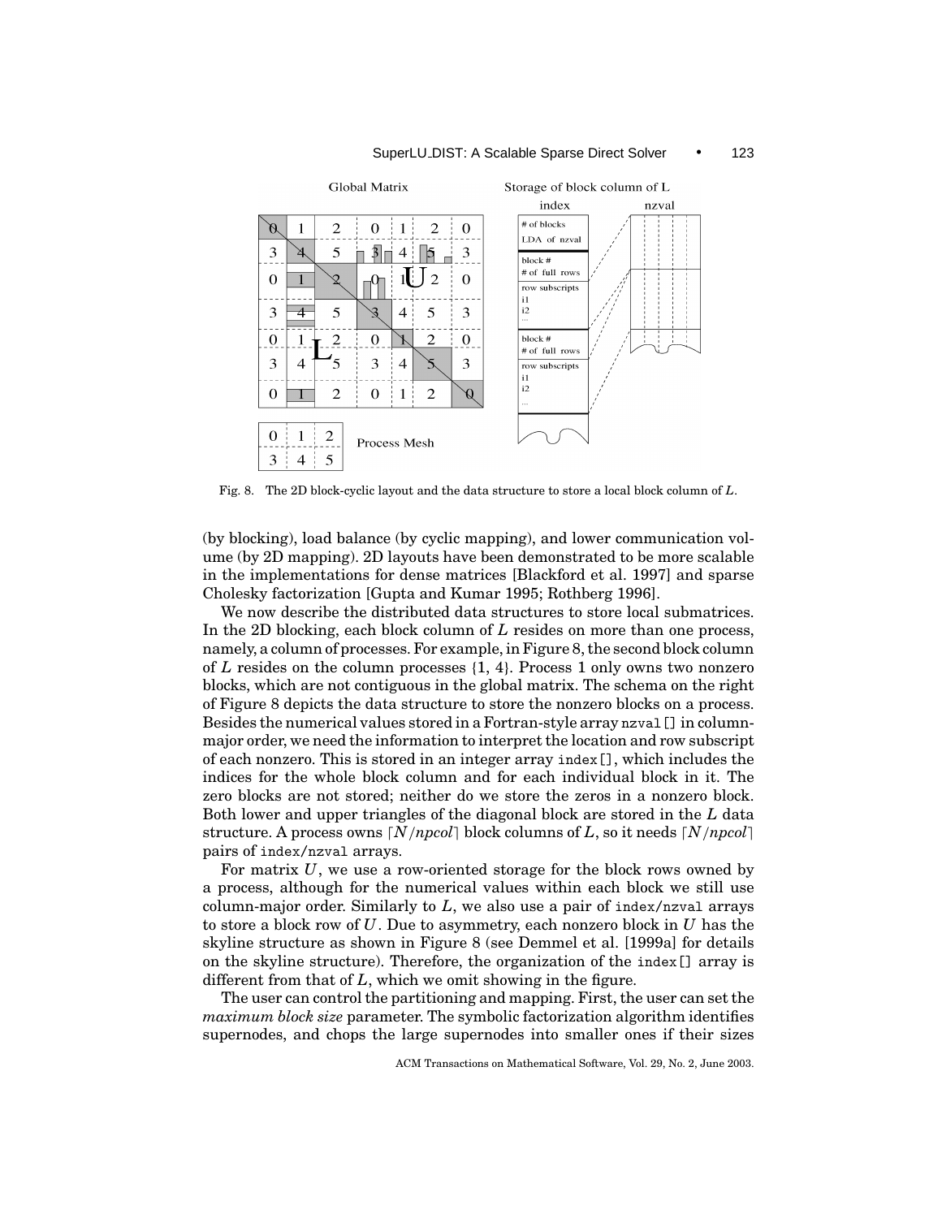Fig. 8. The 2D block-cyclic layout and the data structure to store a local block column of $L$.

(by blocking), load balance (by cyclic mapping), and lower communication volume (by 2D mapping). 2D layouts have been demonstrated to be more scalable in the implementations for dense matrices [Blackford et al. 1997] and sparse Cholesky factorization [Gupta and Kumar 1995; Rothberg 1996].

We now describe the distributed data structures to store local submatrices. In the 2D blocking, each block column of $L$ resides on more than one process, namely, a column of processes. For example, in Figure 8, the second block column of $L$ resides on the column processes {1, 4}. Process 1 only owns two nonzero blocks, which are not contiguous in the global matrix. The schema on the right of Figure 8 depicts the data structure to store the nonzero blocks on a process. Besides the numerical values stored in a Fortran-style array `nzval[]` in column-major order, we need the information to interpret the location and row subscript of each nonzero. This is stored in an integer array `index[]`, which includes the indices for the whole block column and for each individual block in it. The zero blocks are not stored; neither do we store the zeros in a nonzero block. Both lower and upper triangles of the diagonal block are stored in the $L$ data structure. A process owns $\lceil N/npcol \rceil$ block columns of $L$, so it needs $\lceil N/npcol \rceil$ pairs of `index`/`nzval` arrays.

For matrix $U$, we use a row-oriented storage for the block rows owned by a process, although for the numerical values within each block we still use column-major order. Similarly to $L$, we also use a pair of `index`/`nzval` arrays to store a block row of $U$. Due to asymmetry, each nonzero block in $U$ has the skyline structure as shown in Figure 8 (see Demmel et al. [1999a] for details on the skyline structure). Therefore, the organization of the `index[]` array is different from that of $L$, which we omit showing in the figure.

The user can control the partitioning and mapping. First, the user can set the *maximum block size* parameter. The symbolic factorization algorithm identifies supernodes, and chops the large supernodes into smaller ones if their sizes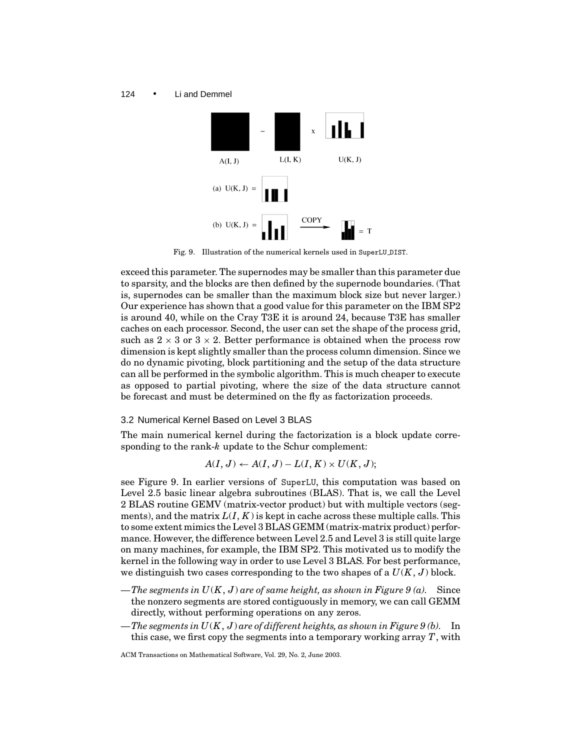Fig. 9. Illustration of the numerical kernels used in SuperLU_DIST.

exceed this parameter. The supernodes may be smaller than this parameter due to sparsity, and the blocks are then defined by the supernode boundaries. (That is, supernodes can be smaller than the maximum block size but never larger.) Our experience has shown that a good value for this parameter on the IBM SP2 is around 40, while on the Cray T3E it is around 24, because T3E has smaller caches on each processor. Second, the user can set the shape of the process grid, such as $2 \times 3$ or $3 \times 2$. Better performance is obtained when the process row dimension is kept slightly smaller than the process column dimension. Since we do no dynamic pivoting, block partitioning and the setup of the data structure can all be performed in the symbolic algorithm. This is much cheaper to execute as opposed to partial pivoting, where the size of the data structure cannot be forecast and must be determined on the fly as factorization proceeds.

### 3.2 Numerical Kernel Based on Level 3 BLAS

The main numerical kernel during the factorization is a block update corresponding to the rank-$k$ update to the Schur complement:

$$A(I, J) \leftarrow A(I, J) - L(I, K) \times U(K, J);$$

see Figure 9. In earlier versions of SuperLU, this computation was based on Level 2.5 basic linear algebra subroutines (BLAS). That is, we call the Level 2 BLAS routine GEMV (matrix-vector product) but with multiple vectors (segments), and the matrix $L(I, K)$ is kept in cache across these multiple calls. This to some extent mimics the Level 3 BLAS GEMM (matrix-matrix product) performance. However, the difference between Level 2.5 and Level 3 is still quite large on many machines, for example, the IBM SP2. This motivated us to modify the kernel in the following way in order to use Level 3 BLAS. For best performance, we distinguish two cases corresponding to the two shapes of a $U(K, J)$ block.

—*The segments in $U(K, J)$ are of same height, as shown in Figure 9 (a).* Since the nonzero segments are stored contiguously in memory, we can call GEMM directly, without performing operations on any zeros.

—*The segments in $U(K, J)$ are of different heights, as shown in Figure 9 (b).* In this case, we first copy the segments into a temporary working array $T$, with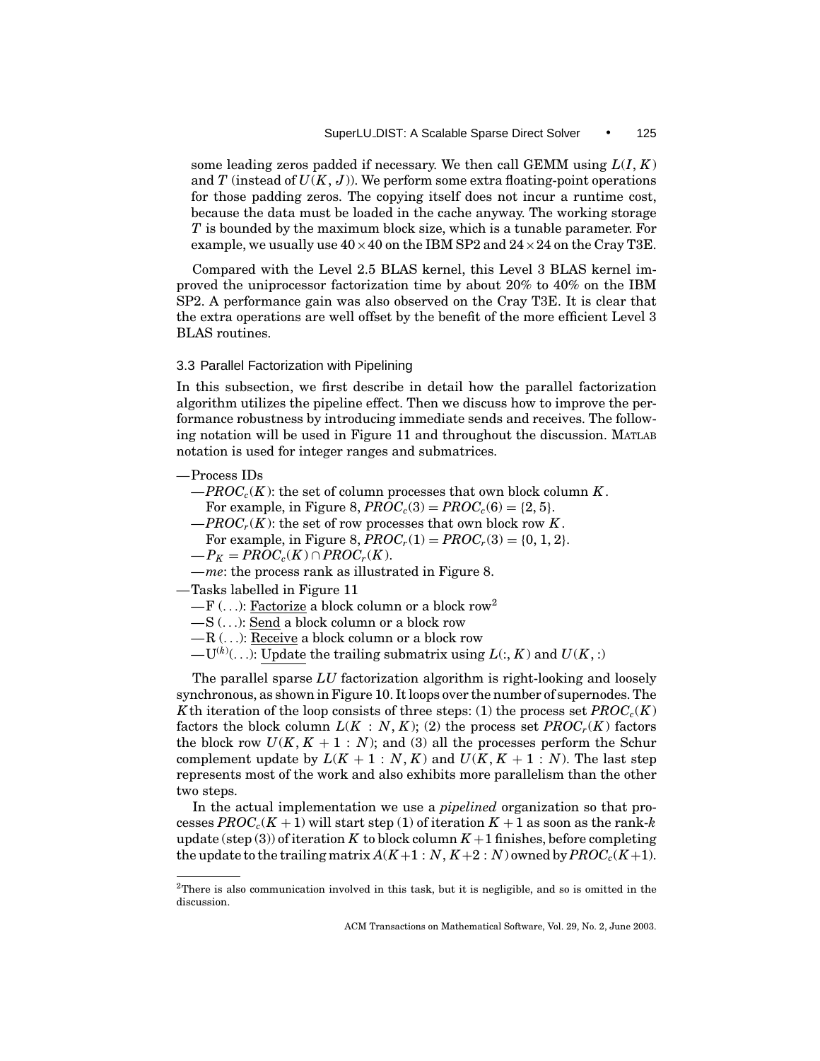some leading zeros padded if necessary. We then call GEMM using $L(I, K)$ and $T$ (instead of $U(K, J)$). We perform some extra floating-point operations for those padding zeros. The copying itself does not incur a runtime cost, because the data must be loaded in the cache anyway. The working storage $T$ is bounded by the maximum block size, which is a tunable parameter. For example, we usually use $40 \times 40$ on the IBM SP2 and $24 \times 24$ on the Cray T3E.

Compared with the Level 2.5 BLAS kernel, this Level 3 BLAS kernel improved the uniprocessor factorization time by about 20% to 40% on the IBM SP2. A performance gain was also observed on the Cray T3E. It is clear that the extra operations are well offset by the benefit of the more efficient Level 3 BLAS routines.

### 3.3 Parallel Factorization with Pipelining

In this subsection, we first describe in detail how the parallel factorization algorithm utilizes the pipeline effect. Then we discuss how to improve the performance robustness by introducing immediate sends and receives. The following notation will be used in Figure 11 and throughout the discussion. MATLAB notation is used for integer ranges and submatrices.

—Process IDs
  - —$PROC_c(K)$: the set of column processes that own block column $K$. For example, in Figure 8, $PROC_c(3) = PROC_c(6) = \{2, 5\}$.
  - —$PROC_r(K)$: the set of row processes that own block row $K$. For example, in Figure 8, $PROC_r(1) = PROC_r(3) = \{0, 1, 2\}$.
  - —$P_K = PROC_c(K) \cap PROC_r(K)$.
  - —*me*: the process rank as illustrated in Figure 8.

—Tasks labelled in Figure 11
  - —F (...): Factorize a block column or a block row[2]
  - —S (...): Send a block column or a block row
  - —R (...): Receive a block column or a block row
  - —$U^{(k)}$(...): Update the trailing submatrix using $L(:, K)$ and $U(K, :)$

The parallel sparse $LU$ factorization algorithm is right-looking and loosely synchronous, as shown in Figure 10. It loops over the number of supernodes. The $K$th iteration of the loop consists of three steps: (1) the process set $PROC_c(K)$ factors the block column $L(K : N, K)$; (2) the process set $PROC_r(K)$ factors the block row $U(K, K+1 : N)$; and (3) all the processes perform the Schur complement update by $L(K+1 : N, K)$ and $U(K, K+1 : N)$. The last step represents most of the work and also exhibits more parallelism than the other two steps.

In the actual implementation we use a *pipelined* organization so that processes $PROC_c(K+1)$ will start step (1) of iteration $K+1$ as soon as the rank-$k$ update (step (3)) of iteration $K$ to block column $K+1$ finishes, before completing the update to the trailing matrix $A(K+1 : N, K+2 : N)$ owned by $PROC_c(K+1)$.

---

[2]There is also communication involved in this task, but it is negligible, and so is omitted in the discussion.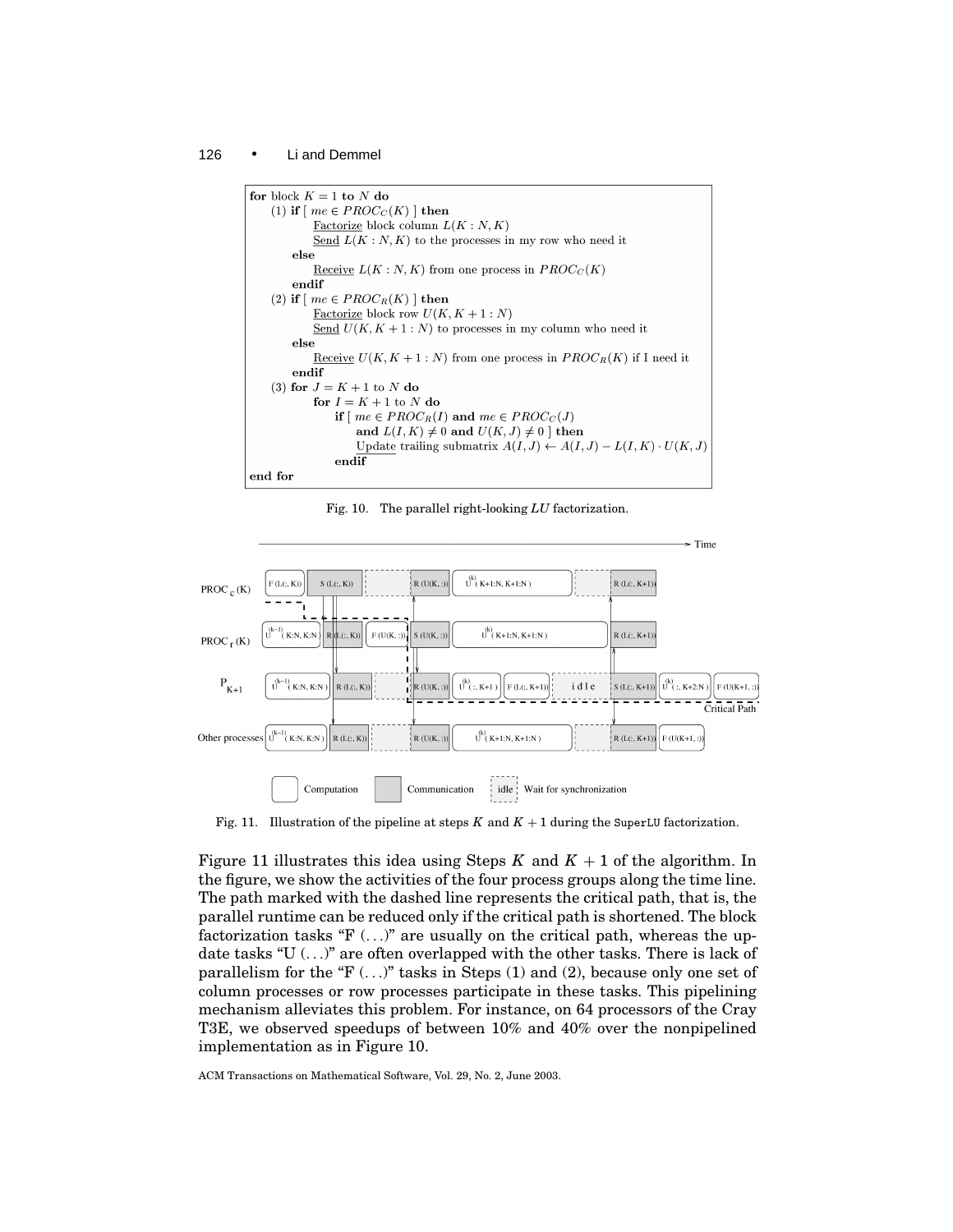```
for block K = 1 to N do
    (1) if [ me ∈ PROC_C(K) ] then
            Factorize block column L(K : N, K)
            Send L(K : N, K) to the processes in my row who need it
        else
            Receive L(K : N, K) from one process in PROC_C(K)
        endif
    (2) if [ me ∈ PROC_R(K) ] then
            Factorize block row U(K, K + 1 : N)
            Send U(K, K + 1 : N) to processes in my column who need it
        else
            Receive U(K, K + 1 : N) from one process in PROC_R(K) if I need it
        endif
    (3) for J = K + 1 to N do
            for I = K + 1 to N do
                if [ me ∈ PROC_R(I) and me ∈ PROC_C(J)
                    and L(I, K) ≠ 0 and U(K, J) ≠ 0 ] then
                    Update trailing submatrix A(I, J) ← A(I, J) − L(I, K) · U(K, J)
                endif
end for
```

Fig. 10. The parallel right-looking $LU$ factorization.

Fig. 11. Illustration of the pipeline at steps $K$ and $K+1$ during the SuperLU factorization.

Figure 11 illustrates this idea using Steps $K$ and $K+1$ of the algorithm. In the figure, we show the activities of the four process groups along the time line. The path marked with the dashed line represents the critical path, that is, the parallel runtime can be reduced only if the critical path is shortened. The block factorization tasks "F (...)" are usually on the critical path, whereas the update tasks "U (...)" are often overlapped with the other tasks. There is lack of parallelism for the "F (...)" tasks in Steps (1) and (2), because only one set of column processes or row processes participate in these tasks. This pipelining mechanism alleviates this problem. For instance, on 64 processors of the Cray T3E, we observed speedups of between 10% and 40% over the nonpipelined implementation as in Figure 10.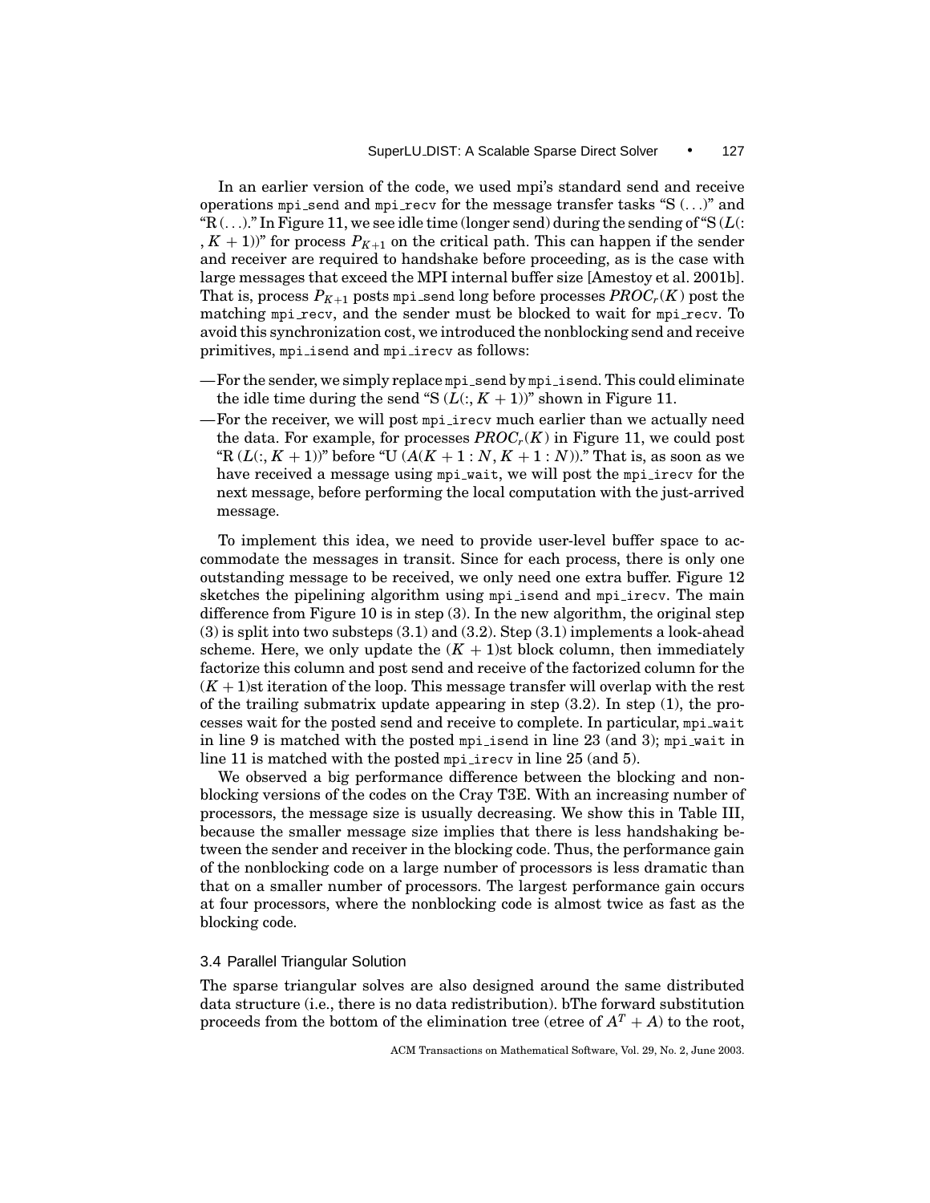In an earlier version of the code, we used mpi's standard send and receive operations mpi_send and mpi_recv for the message transfer tasks "S (...)" and "R (...)." In Figure 11, we see idle time (longer send) during the sending of "S ($L(:, K+1)$)" for process $P_{K+1}$ on the critical path. This can happen if the sender and receiver are required to handshake before proceeding, as is the case with large messages that exceed the MPI internal buffer size [Amestoy et al. 2001b]. That is, process $P_{K+1}$ posts mpi_send long before processes $PROC_r(K)$ post the matching mpi_recv, and the sender must be blocked to wait for mpi_recv. To avoid this synchronization cost, we introduced the nonblocking send and receive primitives, mpi_isend and mpi_irecv as follows:

- For the sender, we simply replace mpi_send by mpi_isend. This could eliminate the idle time during the send "S ($L(:, K+1)$)" shown in Figure 11.
- For the receiver, we will post mpi_irecv much earlier than we actually need the data. For example, for processes $PROC_r(K)$ in Figure 11, we could post "R ($L(:, K+1)$)" before "U ($A(K+1:N, K+1:N)$)." That is, as soon as we have received a message using mpi_wait, we will post the mpi_irecv for the next message, before performing the local computation with the just-arrived message.

To implement this idea, we need to provide user-level buffer space to accommodate the messages in transit. Since for each process, there is only one outstanding message to be received, we only need one extra buffer. Figure 12 sketches the pipelining algorithm using mpi_isend and mpi_irecv. The main difference from Figure 10 is in step (3). In the new algorithm, the original step (3) is split into two substeps (3.1) and (3.2). Step (3.1) implements a look-ahead scheme. Here, we only update the $(K+1)$st block column, then immediately factorize this column and post send and receive of the factorized column for the $(K+1)$st iteration of the loop. This message transfer will overlap with the rest of the trailing submatrix update appearing in step (3.2). In step (1), the processes wait for the posted send and receive to complete. In particular, mpi_wait in line 9 is matched with the posted mpi_isend in line 23 (and 3); mpi_wait in line 11 is matched with the posted mpi_irecv in line 25 (and 5).

We observed a big performance difference between the blocking and nonblocking versions of the codes on the Cray T3E. With an increasing number of processors, the message size is usually decreasing. We show this in Table III, because the smaller message size implies that there is less handshaking between the sender and receiver in the blocking code. Thus, the performance gain of the nonblocking code on a large number of processors is less dramatic than that on a smaller number of processors. The largest performance gain occurs at four processors, where the nonblocking code is almost twice as fast as the blocking code.

### 3.4 Parallel Triangular Solution

The sparse triangular solves are also designed around the same distributed data structure (i.e., there is no data redistribution). bThe forward substitution proceeds from the bottom of the elimination tree (etree of $A^T + A$) to the root,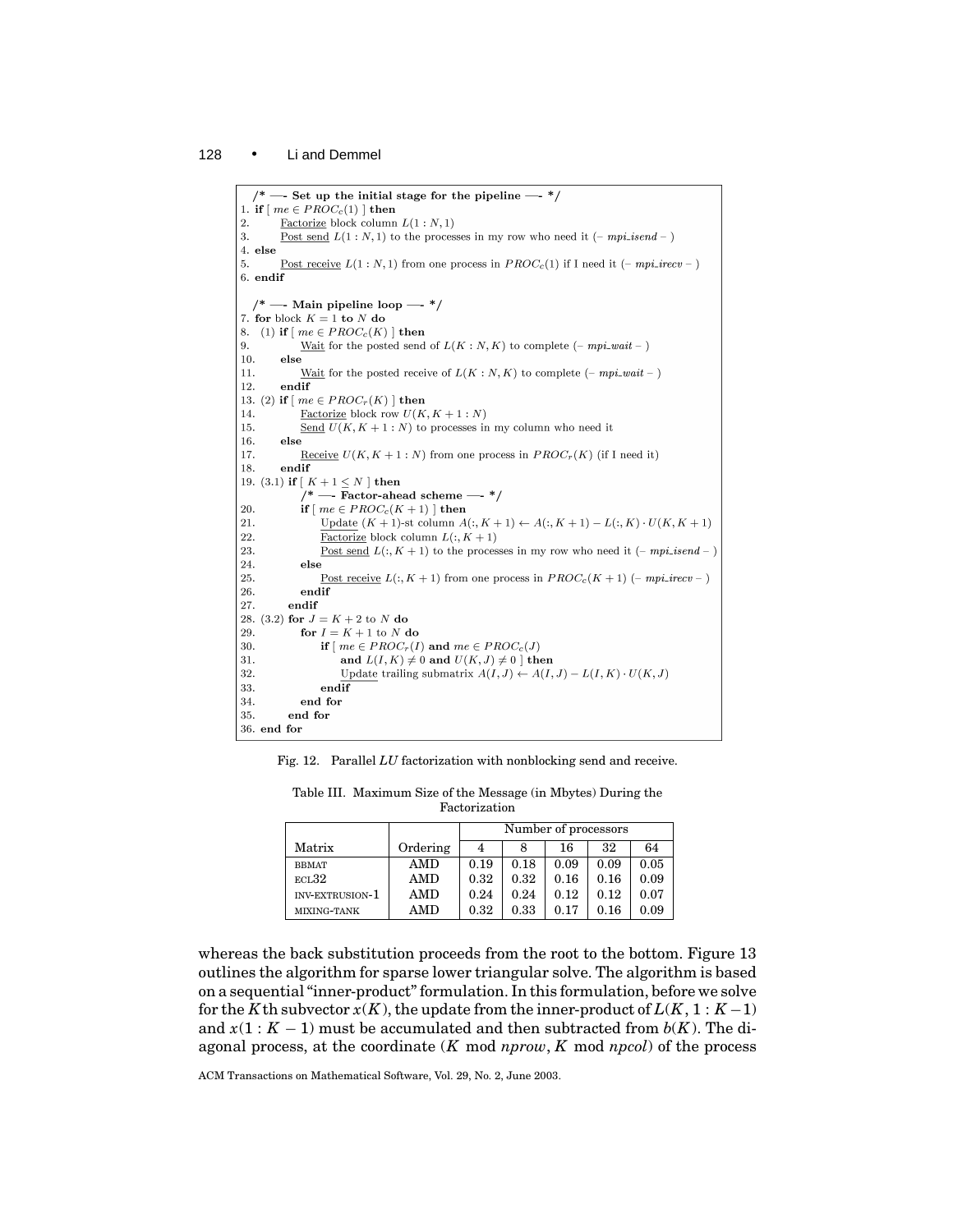```
  /* —- Set up the initial stage for the pipeline —- */
1. if [ me ∈ PROC_c(1) ] then
2.       Factorize block column L(1 : N, 1)
3.       Post send L(1 : N, 1) to the processes in my row who need it (– mpi_isend – )
4. else
5.       Post receive L(1 : N, 1) from one process in PROC_c(1) if I need it (– mpi_irecv – )
6. endif

  /* —- Main pipeline loop —- */
7. for block K = 1 to N do
8.   (1) if [ me ∈ PROC_c(K) ] then
9.           Wait for the posted send of L(K : N, K) to complete (– mpi_wait – )
10.      else
11.          Wait for the posted receive of L(K : N, K) to complete (– mpi_wait – )
12.      endif
13. (2) if [ me ∈ PROC_r(K) ] then
14.          Factorize block row U(K, K + 1 : N)
15.          Send U(K, K + 1 : N) to processes in my column who need it
16.      else
17.          Receive U(K, K + 1 : N) from one process in PROC_r(K) (if I need it)
18.      endif
19. (3.1) if [ K + 1 ≤ N ] then
          /* —- Factor-ahead scheme —- */
20.          if [ me ∈ PROC_c(K + 1) ] then
21.              Update (K + 1)-st column A(:, K + 1) ← A(:, K + 1) − L(:, K) · U(K, K + 1)
22.              Factorize block column L(:, K + 1)
23.              Post send L(:, K + 1) to the processes in my row who need it (– mpi_isend – )
24.          else
25.              Post receive L(:, K + 1) from one process in PROC_c(K + 1) (– mpi_irecv – )
26.          endif
27.      endif
28. (3.2) for J = K + 2 to N do
29.          for I = K + 1 to N do
30.              if [ me ∈ PROC_r(I) and me ∈ PROC_c(J)
31.                  and L(I, K) ≠ 0 and U(K, J) ≠ 0 ] then
32.                  Update trailing submatrix A(I, J) ← A(I, J) − L(I, K) · U(K, J)
33.              endif
34.          end for
35.      end for
36. end for
```

Fig. 12. Parallel $LU$ factorization with nonblocking send and receive.

Table III. Maximum Size of the Message (in Mbytes) During the Factorization

| | | Number of processors | | | | |
|---|---|---|---|---|---|---|
| Matrix | Ordering | 4 | 8 | 16 | 32 | 64 |
| BBMAT | AMD | 0.19 | 0.18 | 0.09 | 0.09 | 0.05 |
| ECL32 | AMD | 0.32 | 0.32 | 0.16 | 0.16 | 0.09 |
| INV-EXTRUSION-1 | AMD | 0.24 | 0.24 | 0.12 | 0.12 | 0.07 |
| MIXING-TANK | AMD | 0.32 | 0.33 | 0.17 | 0.16 | 0.09 |

whereas the back substitution proceeds from the root to the bottom. Figure 13 outlines the algorithm for sparse lower triangular solve. The algorithm is based on a sequential "inner-product" formulation. In this formulation, before we solve for the $K$th subvector $x(K)$, the update from the inner-product of $L(K, 1 : K-1)$ and $x(1 : K-1)$ must be accumulated and then subtracted from $b(K)$. The diagonal process, at the coordinate ($K \bmod nprow$, $K \bmod npcol$) of the process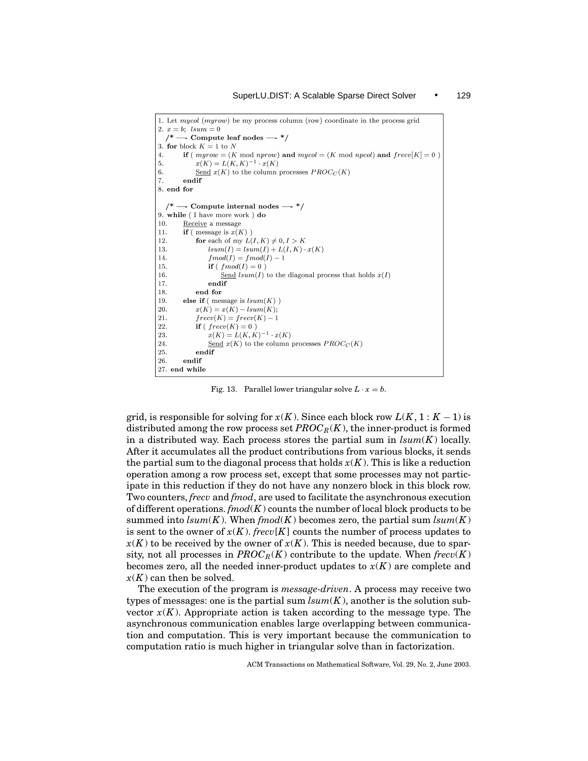```
1. Let mycol (myrow) be my process column (row) coordinate in the process grid
2. x = b;  lsum = 0
   /* ---- Compute leaf nodes ---- */
3. for block K = 1 to N
4.      if ( myrow = (K mod nprow) and mycol = (K mod npcol) and frecv[K] = 0 )
5.          x(K) = L(K,K)^{-1} · x(K)
6.          Send x(K) to the column processes PROC_C(K)
7.      endif
8. end for

   /* ---- Compute internal nodes ---- */
9. while ( I have more work ) do
10.     Receive a message
11.     if ( message is x(K) )
12.         for each of my L(I,K) ≠ 0, I > K
13.             lsum(I) = lsum(I) + L(I,K) · x(K)
14.             fmod(I) = fmod(I) − 1
15.             if ( fmod(I) = 0 )
16.                 Send lsum(I) to the diagonal process that holds x(I)
17.             endif
18.         end for
19.     else if ( message is lsum(K) )
20.         x(K) = x(K) − lsum(K);
21.         frecv(K) = frecv(K) − 1
22.         if ( frecv(K) = 0 )
23.             x(K) = L(K,K)^{-1} · x(K)
24.             Send x(K) to the column processes PROC_C(K)
25.         endif
26.     endif
27. end while
```

Fig. 13. Parallel lower triangular solve $L \cdot x = b$.

grid, is responsible for solving for $x(K)$. Since each block row $L(K, 1 : K - 1)$ is distributed among the row process set $PROC_R(K)$, the inner-product is formed in a distributed way. Each process stores the partial sum in $lsum(K)$ locally. After it accumulates all the product contributions from various blocks, it sends the partial sum to the diagonal process that holds $x(K)$. This is like a reduction operation among a row process set, except that some processes may not participate in this reduction if they do not have any nonzero block in this block row. Two counters, *frecv* and *fmod*, are used to facilitate the asynchronous execution of different operations. $fmod(K)$ counts the number of local block products to be summed into $lsum(K)$. When $fmod(K)$ becomes zero, the partial sum $lsum(K)$ is sent to the owner of $x(K)$. $frecv[K]$ counts the number of process updates to $x(K)$ to be received by the owner of $x(K)$. This is needed because, due to sparsity, not all processes in $PROC_R(K)$ contribute to the update. When $frecv(K)$ becomes zero, all the needed inner-product updates to $x(K)$ are complete and $x(K)$ can then be solved.

The execution of the program is *message-driven*. A process may receive two types of messages: one is the partial sum $lsum(K)$, another is the solution subvector $x(K)$. Appropriate action is taken according to the message type. The asynchronous communication enables large overlapping between communication and computation. This is very important because the communication to computation ratio is much higher in triangular solve than in factorization.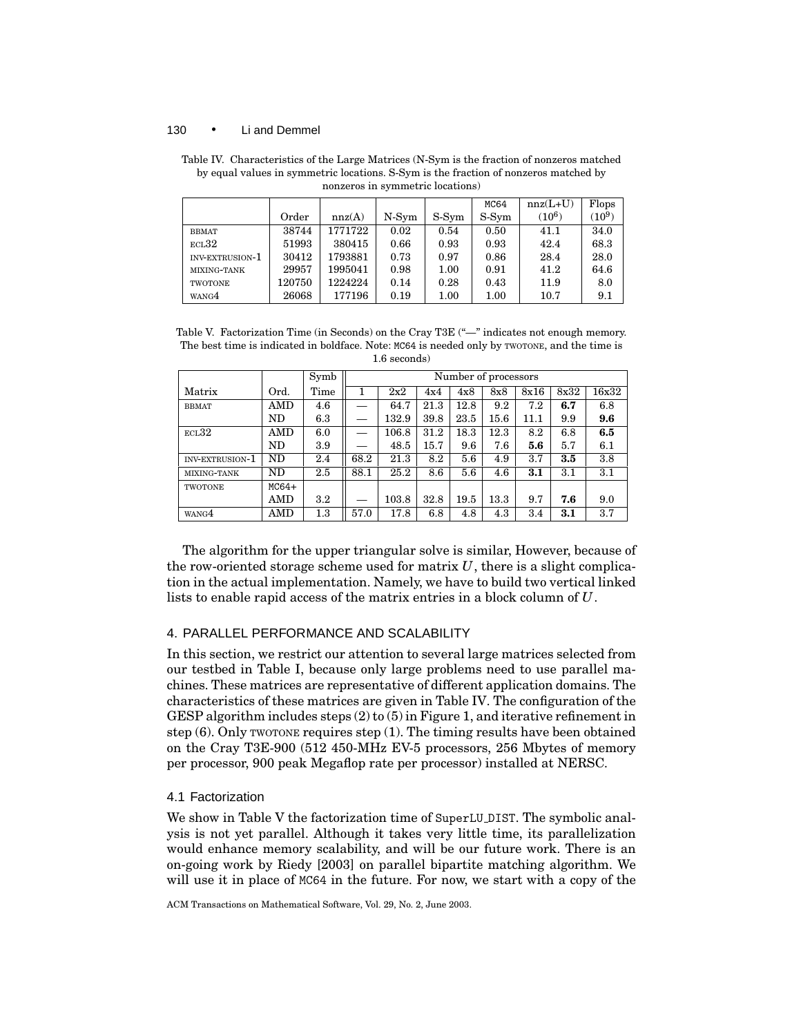Table IV. Characteristics of the Large Matrices (N-Sym is the fraction of nonzeros matched by equal values in symmetric locations. S-Sym is the fraction of nonzeros matched by nonzeros in symmetric locations)

| | Order | nnz(A) | N-Sym | S-Sym | MC64 S-Sym | nnz(L+U) ($10^6$) | Flops ($10^9$) |
|---|---|---|---|---|---|---|---|
| BBMAT | 38744 | 1771722 | 0.02 | 0.54 | 0.50 | 41.1 | 34.0 |
| ECL32 | 51993 | 380415 | 0.66 | 0.93 | 0.93 | 42.4 | 68.3 |
| INV-EXTRUSION-1 | 30412 | 1793881 | 0.73 | 0.97 | 0.86 | 28.4 | 28.0 |
| MIXING-TANK | 29957 | 1995041 | 0.98 | 1.00 | 0.91 | 41.2 | 64.6 |
| TWOTONE | 120750 | 1224224 | 0.14 | 0.28 | 0.43 | 11.9 | 8.0 |
| WANG4 | 26068 | 177196 | 0.19 | 1.00 | 1.00 | 10.7 | 9.1 |

Table V. Factorization Time (in Seconds) on the Cray T3E ("—" indicates not enough memory. The best time is indicated in boldface. Note: MC64 is needed only by TWOTONE, and the time is 1.6 seconds)

| | | Symb | Number of processors | | | | | | | |
|---|---|---|---|---|---|---|---|---|---|---|
| Matrix | Ord. | Time | 1 | 2x2 | 4x4 | 4x8 | 8x8 | 8x16 | 8x32 | 16x32 |
| BBMAT | AMD | 4.6 | — | 64.7 | 21.3 | 12.8 | 9.2 | 7.2 | **6.7** | 6.8 |
| | ND | 6.3 | — | 132.9 | 39.8 | 23.5 | 15.6 | 11.1 | 9.9 | **9.6** |
| ECL32 | AMD | 6.0 | — | 106.8 | 31.2 | 18.3 | 12.3 | 8.2 | 6.8 | **6.5** |
| | ND | 3.9 | — | 48.5 | 15.7 | 9.6 | 7.6 | **5.6** | 5.7 | 6.1 |
| INV-EXTRUSION-1 | ND | 2.4 | 68.2 | 21.3 | 8.2 | 5.6 | 4.9 | 3.7 | **3.5** | 3.8 |
| MIXING-TANK | ND | 2.5 | 88.1 | 25.2 | 8.6 | 5.6 | 4.6 | **3.1** | 3.1 | 3.1 |
| TWOTONE | MC64+ | | | | | | | | | |
| | AMD | 3.2 | — | 103.8 | 32.8 | 19.5 | 13.3 | 9.7 | **7.6** | 9.0 |
| WANG4 | AMD | 1.3 | 57.0 | 17.8 | 6.8 | 4.8 | 4.3 | 3.4 | **3.1** | 3.7 |

The algorithm for the upper triangular solve is similar, However, because of the row-oriented storage scheme used for matrix $U$, there is a slight complication in the actual implementation. Namely, we have to build two vertical linked lists to enable rapid access of the matrix entries in a block column of $U$.

## 4. PARALLEL PERFORMANCE AND SCALABILITY

In this section, we restrict our attention to several large matrices selected from our testbed in Table I, because only large problems need to use parallel machines. These matrices are representative of different application domains. The characteristics of these matrices are given in Table IV. The configuration of the GESP algorithm includes steps (2) to (5) in Figure 1, and iterative refinement in step (6). Only TWOTONE requires step (1). The timing results have been obtained on the Cray T3E-900 (512 450-MHz EV-5 processors, 256 Mbytes of memory per processor, 900 peak Megaflop rate per processor) installed at NERSC.

### 4.1 Factorization

We show in Table V the factorization time of SuperLU_DIST. The symbolic analysis is not yet parallel. Although it takes very little time, its parallelization would enhance memory scalability, and will be our future work. There is an on-going work by Riedy [2003] on parallel bipartite matching algorithm. We will use it in place of MC64 in the future. For now, we start with a copy of the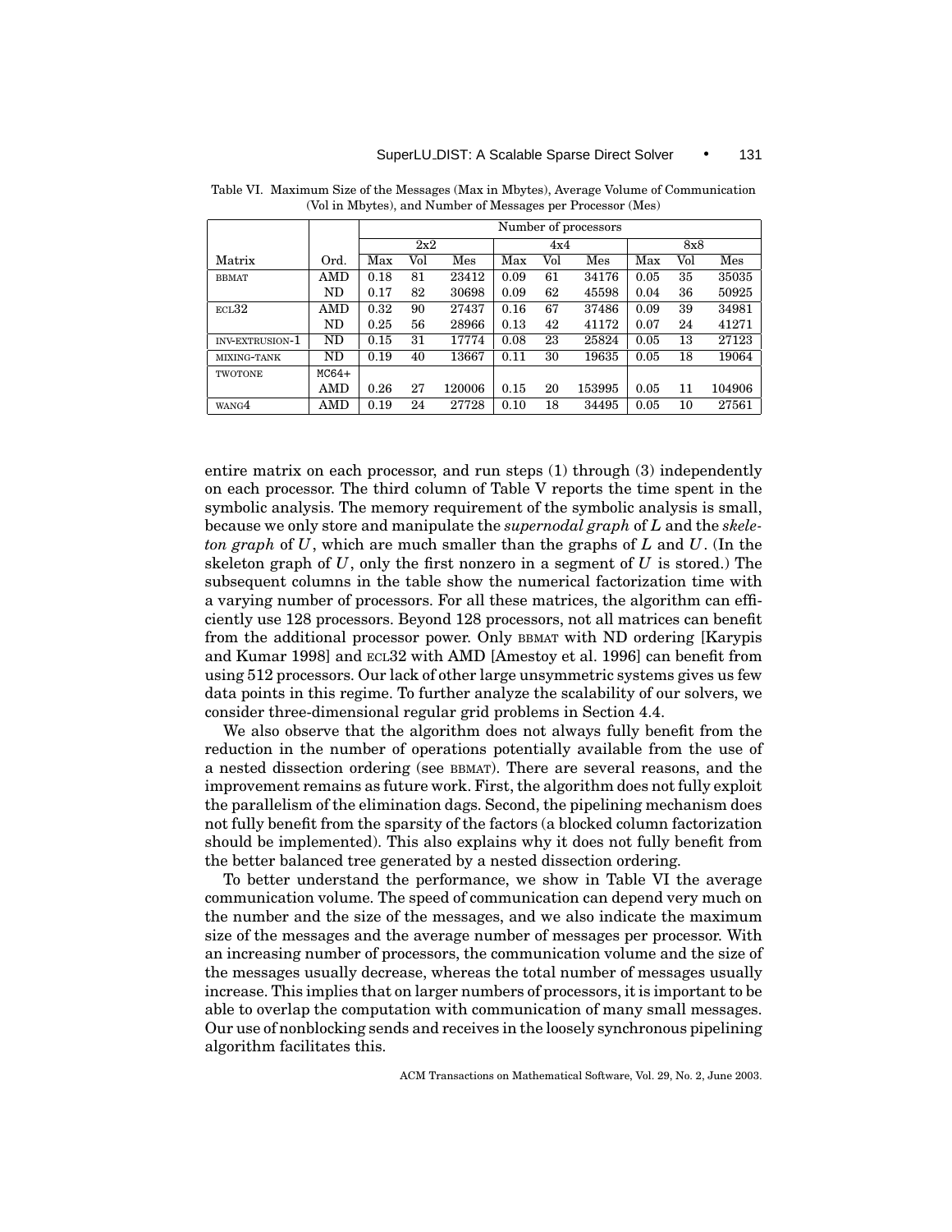Table VI. Maximum Size of the Messages (Max in Mbytes), Average Volume of Communication (Vol in Mbytes), and Number of Messages per Processor (Mes)

| | | Number of processors | | | | | | | | |
|---|---|---|---|---|---|---|---|---|---|---|
| | | 2x2 | | | 4x4 | | | 8x8 | | |
| Matrix | Ord. | Max | Vol | Mes | Max | Vol | Mes | Max | Vol | Mes |
| BBMAT | AMD | 0.18 | 81 | 23412 | 0.09 | 61 | 34176 | 0.05 | 35 | 35035 |
| | ND | 0.17 | 82 | 30698 | 0.09 | 62 | 45598 | 0.04 | 36 | 50925 |
| ECL32 | AMD | 0.32 | 90 | 27437 | 0.16 | 67 | 37486 | 0.09 | 39 | 34981 |
| | ND | 0.25 | 56 | 28966 | 0.13 | 42 | 41172 | 0.07 | 24 | 41271 |
| INV-EXTRUSION-1 | ND | 0.15 | 31 | 17774 | 0.08 | 23 | 25824 | 0.05 | 13 | 27123 |
| MIXING-TANK | ND | 0.19 | 40 | 13667 | 0.11 | 30 | 19635 | 0.05 | 18 | 19064 |
| TWOTONE | MC64+ | | | | | | | | | |
| | AMD | 0.26 | 27 | 120006 | 0.15 | 20 | 153995 | 0.05 | 11 | 104906 |
| WANG4 | AMD | 0.19 | 24 | 27728 | 0.10 | 18 | 34495 | 0.05 | 10 | 27561 |

entire matrix on each processor, and run steps (1) through (3) independently on each processor. The third column of Table V reports the time spent in the symbolic analysis. The memory requirement of the symbolic analysis is small, because we only store and manipulate the *supernodal graph* of $L$ and the *skeleton graph* of $U$, which are much smaller than the graphs of $L$ and $U$. (In the skeleton graph of $U$, only the first nonzero in a segment of $U$ is stored.) The subsequent columns in the table show the numerical factorization time with a varying number of processors. For all these matrices, the algorithm can efficiently use 128 processors. Beyond 128 processors, not all matrices can benefit from the additional processor power. Only BBMAT with ND ordering [Karypis and Kumar 1998] and ECL32 with AMD [Amestoy et al. 1996] can benefit from using 512 processors. Our lack of other large unsymmetric systems gives us few data points in this regime. To further analyze the scalability of our solvers, we consider three-dimensional regular grid problems in Section 4.4.

We also observe that the algorithm does not always fully benefit from the reduction in the number of operations potentially available from the use of a nested dissection ordering (see BBMAT). There are several reasons, and the improvement remains as future work. First, the algorithm does not fully exploit the parallelism of the elimination dags. Second, the pipelining mechanism does not fully benefit from the sparsity of the factors (a blocked column factorization should be implemented). This also explains why it does not fully benefit from the better balanced tree generated by a nested dissection ordering.

To better understand the performance, we show in Table VI the average communication volume. The speed of communication can depend very much on the number and the size of the messages, and we also indicate the maximum size of the messages and the average number of messages per processor. With an increasing number of processors, the communication volume and the size of the messages usually decrease, whereas the total number of messages usually increase. This implies that on larger numbers of processors, it is important to be able to overlap the computation with communication of many small messages. Our use of nonblocking sends and receives in the loosely synchronous pipelining algorithm facilitates this.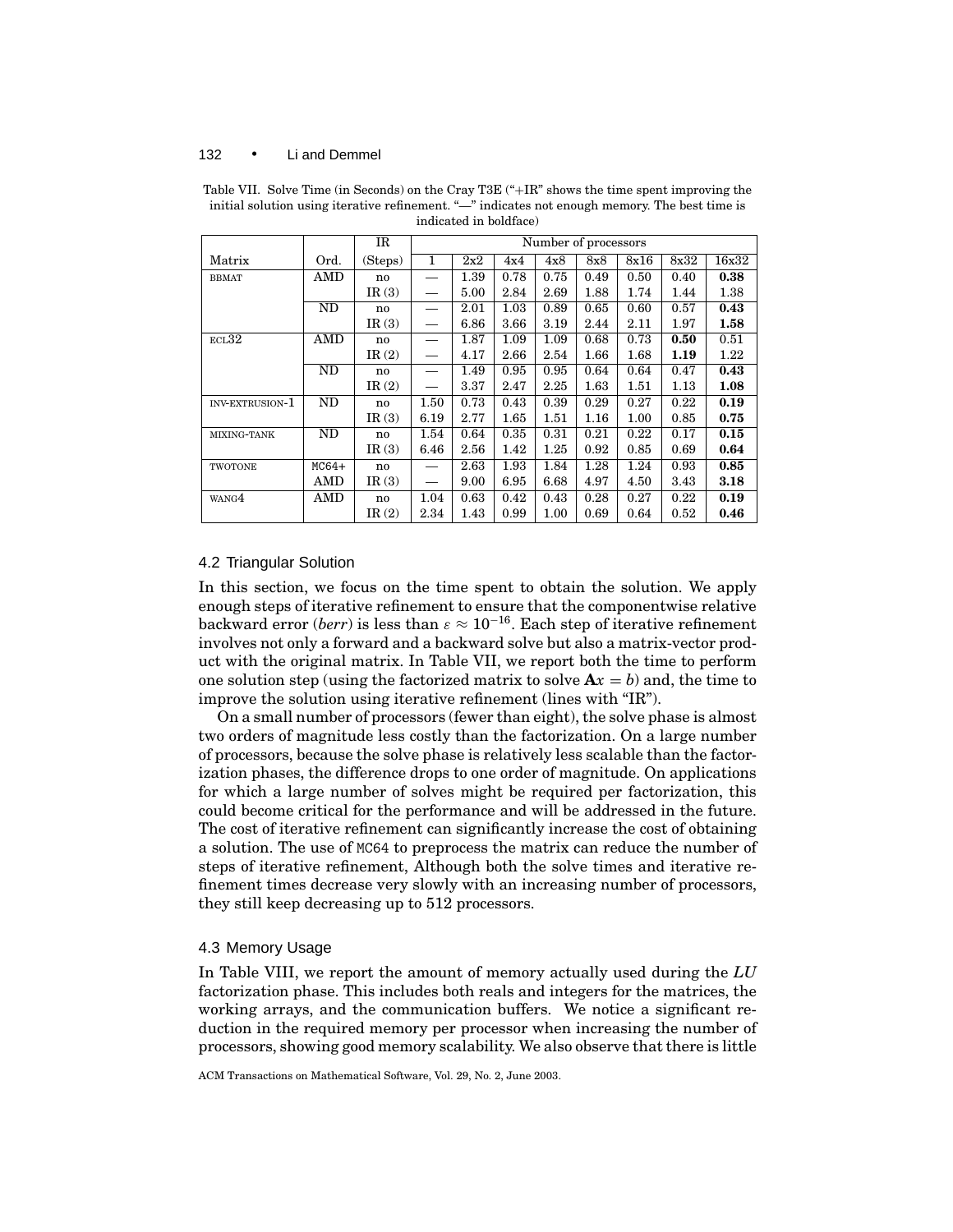Table VII. Solve Time (in Seconds) on the Cray T3E ("+IR" shows the time spent improving the initial solution using iterative refinement. "—" indicates not enough memory. The best time is indicated in boldface)

| | | IR | Number of processors | | | | | | | |
|---|---|---|---|---|---|---|---|---|---|---|
| Matrix | Ord. | (Steps) | 1 | 2x2 | 4x4 | 4x8 | 8x8 | 8x16 | 8x32 | 16x32 |
| BBMAT | AMD | no | — | 1.39 | 0.78 | 0.75 | 0.49 | 0.50 | 0.40 | **0.38** |
| | | IR (3) | — | 5.00 | 2.84 | 2.69 | 1.88 | 1.74 | 1.44 | 1.38 |
| | ND | no | — | 2.01 | 1.03 | 0.89 | 0.65 | 0.60 | 0.57 | **0.43** |
| | | IR (3) | — | 6.86 | 3.66 | 3.19 | 2.44 | 2.11 | 1.97 | **1.58** |
| ECL32 | AMD | no | — | 1.87 | 1.09 | 1.09 | 0.68 | 0.73 | **0.50** | 0.51 |
| | | IR (2) | — | 4.17 | 2.66 | 2.54 | 1.66 | 1.68 | **1.19** | 1.22 |
| | ND | no | — | 1.49 | 0.95 | 0.95 | 0.64 | 0.64 | 0.47 | **0.43** |
| | | IR (2) | — | 3.37 | 2.47 | 2.25 | 1.63 | 1.51 | 1.13 | **1.08** |
| INV-EXTRUSION-1 | ND | no | 1.50 | 0.73 | 0.43 | 0.39 | 0.29 | 0.27 | 0.22 | **0.19** |
| | | IR (3) | 6.19 | 2.77 | 1.65 | 1.51 | 1.16 | 1.00 | 0.85 | **0.75** |
| MIXING-TANK | ND | no | 1.54 | 0.64 | 0.35 | 0.31 | 0.21 | 0.22 | 0.17 | **0.15** |
| | | IR (3) | 6.46 | 2.56 | 1.42 | 1.25 | 0.92 | 0.85 | 0.69 | **0.64** |
| TWOTONE | MC64+ | no | — | 2.63 | 1.93 | 1.84 | 1.28 | 1.24 | 0.93 | **0.85** |
| | AMD | IR (3) | — | 9.00 | 6.95 | 6.68 | 4.97 | 4.50 | 3.43 | **3.18** |
| WANG4 | AMD | no | 1.04 | 0.63 | 0.42 | 0.43 | 0.28 | 0.27 | 0.22 | **0.19** |
| | | IR (2) | 2.34 | 1.43 | 0.99 | 1.00 | 0.69 | 0.64 | 0.52 | **0.46** |

### 4.2 Triangular Solution

In this section, we focus on the time spent to obtain the solution. We apply enough steps of iterative refinement to ensure that the componentwise relative backward error (*berr*) is less than $\varepsilon \approx 10^{-16}$. Each step of iterative refinement involves not only a forward and a backward solve but also a matrix-vector product with the original matrix. In Table VII, we report both the time to perform one solution step (using the factorized matrix to solve $\mathbf{A}x = b$) and, the time to improve the solution using iterative refinement (lines with "IR").

On a small number of processors (fewer than eight), the solve phase is almost two orders of magnitude less costly than the factorization. On a large number of processors, because the solve phase is relatively less scalable than the factorization phases, the difference drops to one order of magnitude. On applications for which a large number of solves might be required per factorization, this could become critical for the performance and will be addressed in the future. The cost of iterative refinement can significantly increase the cost of obtaining a solution. The use of MC64 to preprocess the matrix can reduce the number of steps of iterative refinement, Although both the solve times and iterative refinement times decrease very slowly with an increasing number of processors, they still keep decreasing up to 512 processors.

### 4.3 Memory Usage

In Table VIII, we report the amount of memory actually used during the *LU* factorization phase. This includes both reals and integers for the matrices, the working arrays, and the communication buffers. We notice a significant reduction in the required memory per processor when increasing the number of processors, showing good memory scalability. We also observe that there is little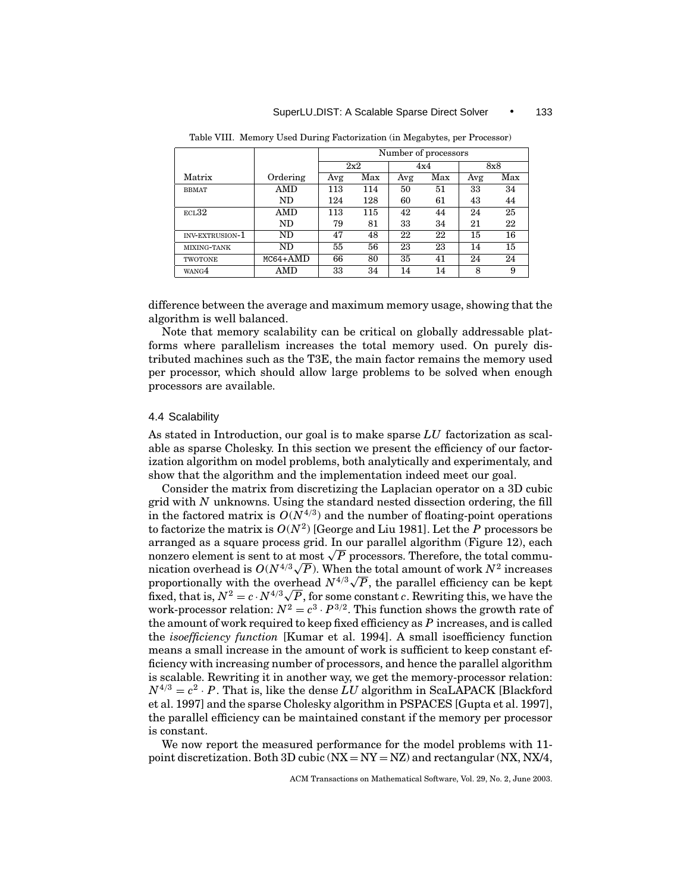Table VIII. Memory Used During Factorization (in Megabytes, per Processor)

| | | Number of processors | | | | | |
|---|---|---|---|---|---|---|---|
| | | 2x2 | | 4x4 | | 8x8 | |
| Matrix | Ordering | Avg | Max | Avg | Max | Avg | Max |
| BBMAT | AMD | 113 | 114 | 50 | 51 | 33 | 34 |
| | ND | 124 | 128 | 60 | 61 | 43 | 44 |
| ECL32 | AMD | 113 | 115 | 42 | 44 | 24 | 25 |
| | ND | 79 | 81 | 33 | 34 | 21 | 22 |
| INV-EXTRUSION-1 | ND | 47 | 48 | 22 | 22 | 15 | 16 |
| MIXING-TANK | ND | 55 | 56 | 23 | 23 | 14 | 15 |
| TWOTONE | MC64+AMD | 66 | 80 | 35 | 41 | 24 | 24 |
| WANG4 | AMD | 33 | 34 | 14 | 14 | 8 | 9 |

difference between the average and maximum memory usage, showing that the algorithm is well balanced.

Note that memory scalability can be critical on globally addressable platforms where parallelism increases the total memory used. On purely distributed machines such as the T3E, the main factor remains the memory used per processor, which should allow large problems to be solved when enough processors are available.

### 4.4 Scalability

As stated in Introduction, our goal is to make sparse $LU$ factorization as scalable as sparse Cholesky. In this section we present the efficiency of our factorization algorithm on model problems, both analytically and experimentaly, and show that the algorithm and the implementation indeed meet our goal.

Consider the matrix from discretizing the Laplacian operator on a 3D cubic grid with $N$ unknowns. Using the standard nested dissection ordering, the fill in the factored matrix is $O(N^{4/3})$ and the number of floating-point operations to factorize the matrix is $O(N^2)$ [George and Liu 1981]. Let the $P$ processors be arranged as a square process grid. In our parallel algorithm (Figure 12), each nonzero element is sent to at most $\sqrt{P}$ processors. Therefore, the total communication overhead is $O(N^{4/3}\sqrt{P})$. When the total amount of work $N^2$ increases proportionally with the overhead $N^{4/3}\sqrt{P}$, the parallel efficiency can be kept fixed, that is, $N^2 = c \cdot N^{4/3}\sqrt{P}$, for some constant $c$. Rewriting this, we have the work-processor relation: $N^2 = c^3 \cdot P^{3/2}$. This function shows the growth rate of the amount of work required to keep fixed efficiency as $P$ increases, and is called the *isoefficiency function* [Kumar et al. 1994]. A small isoefficiency function means a small increase in the amount of work is sufficient to keep constant efficiency with increasing number of processors, and hence the parallel algorithm is scalable. Rewriting it in another way, we get the memory-processor relation: $N^{4/3} = c^2 \cdot P$. That is, like the dense $LU$ algorithm in ScaLAPACK [Blackford et al. 1997] and the sparse Cholesky algorithm in PSPACES [Gupta et al. 1997], the parallel efficiency can be maintained constant if the memory per processor is constant.

We now report the measured performance for the model problems with 11-point discretization. Both 3D cubic (NX = NY = NZ) and rectangular (NX, NX/4,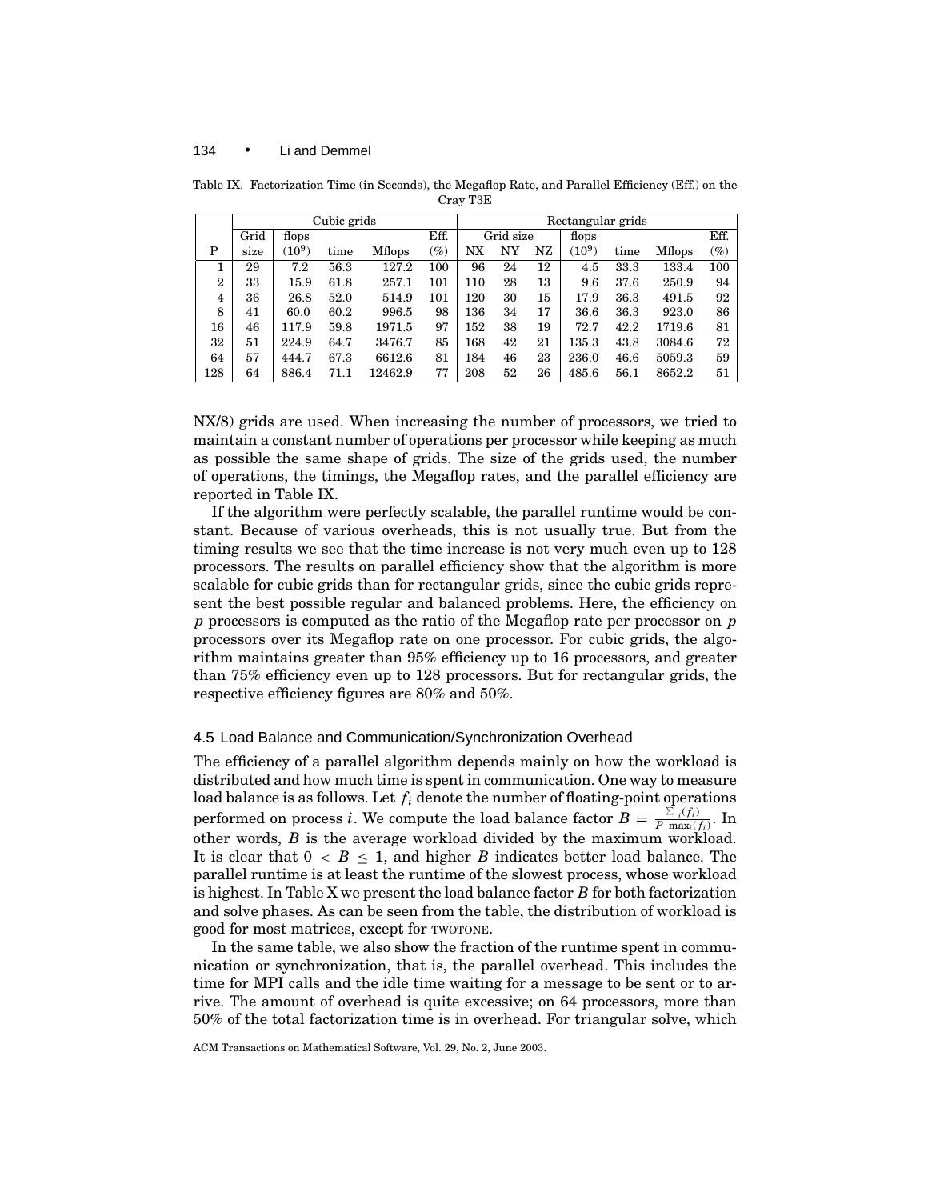Table IX. Factorization Time (in Seconds), the Megaflop Rate, and Parallel Efficiency (Eff.) on the Cray T3E

| | Cubic grids | | | | | Rectangular grids | | | | | | |
|---|---|---|---|---|---|---|---|---|---|---|---|---|
| | Grid | flops | | | Eff. | Grid size | | | flops | | | Eff. |
| P | size | $(10^9)$ | time | Mflops | (%) | NX | NY | NZ | $(10^9)$ | time | Mflops | (%) |
| 1 | 29 | 7.2 | 56.3 | 127.2 | 100 | 96 | 24 | 12 | 4.5 | 33.3 | 133.4 | 100 |
| 2 | 33 | 15.9 | 61.8 | 257.1 | 101 | 110 | 28 | 13 | 9.6 | 37.6 | 250.9 | 94 |
| 4 | 36 | 26.8 | 52.0 | 514.9 | 101 | 120 | 30 | 15 | 17.9 | 36.3 | 491.5 | 92 |
| 8 | 41 | 60.0 | 60.2 | 996.5 | 98 | 136 | 34 | 17 | 36.6 | 36.3 | 923.0 | 86 |
| 16 | 46 | 117.9 | 59.8 | 1971.5 | 97 | 152 | 38 | 19 | 72.7 | 42.2 | 1719.6 | 81 |
| 32 | 51 | 224.9 | 64.7 | 3476.7 | 85 | 168 | 42 | 21 | 135.3 | 43.8 | 3084.6 | 72 |
| 64 | 57 | 444.7 | 67.3 | 6612.6 | 81 | 184 | 46 | 23 | 236.0 | 46.6 | 5059.3 | 59 |
| 128 | 64 | 886.4 | 71.1 | 12462.9 | 77 | 208 | 52 | 26 | 485.6 | 56.1 | 8652.2 | 51 |

NX/8) grids are used. When increasing the number of processors, we tried to maintain a constant number of operations per processor while keeping as much as possible the same shape of grids. The size of the grids used, the number of operations, the timings, the Megaflop rates, and the parallel efficiency are reported in Table IX.

If the algorithm were perfectly scalable, the parallel runtime would be constant. Because of various overheads, this is not usually true. But from the timing results we see that the time increase is not very much even up to 128 processors. The results on parallel efficiency show that the algorithm is more scalable for cubic grids than for rectangular grids, since the cubic grids represent the best possible regular and balanced problems. Here, the efficiency on $p$ processors is computed as the ratio of the Megaflop rate per processor on $p$ processors over its Megaflop rate on one processor. For cubic grids, the algorithm maintains greater than 95% efficiency up to 16 processors, and greater than 75% efficiency even up to 128 processors. But for rectangular grids, the respective efficiency figures are 80% and 50%.

### 4.5 Load Balance and Communication/Synchronization Overhead

The efficiency of a parallel algorithm depends mainly on how the workload is distributed and how much time is spent in communication. One way to measure load balance is as follows. Let $f_i$ denote the number of floating-point operations performed on process $i$. We compute the load balance factor $B = \frac{\sum_i (f_i)}{P \, \max_i(f_i)}$. In other words, $B$ is the average workload divided by the maximum workload. It is clear that $0 < B \leq 1$, and higher $B$ indicates better load balance. The parallel runtime is at least the runtime of the slowest process, whose workload is highest. In Table X we present the load balance factor $B$ for both factorization and solve phases. As can be seen from the table, the distribution of workload is good for most matrices, except for TWOTONE.

In the same table, we also show the fraction of the runtime spent in communication or synchronization, that is, the parallel overhead. This includes the time for MPI calls and the idle time waiting for a message to be sent or to arrive. The amount of overhead is quite excessive; on 64 processors, more than 50% of the total factorization time is in overhead. For triangular solve, which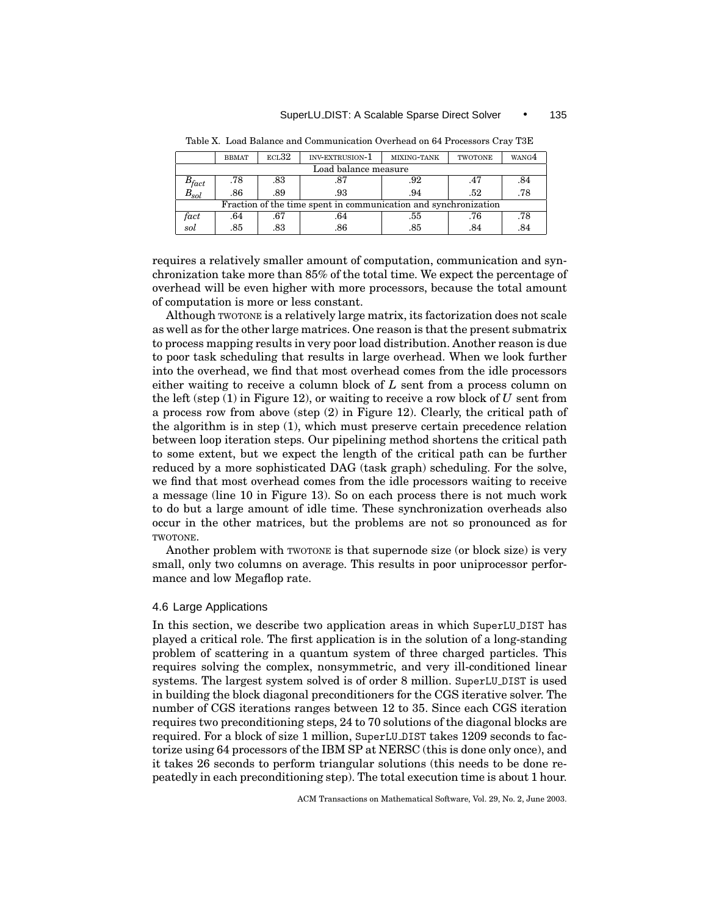Table X. Load Balance and Communication Overhead on 64 Processors Cray T3E

| | BBMAT | ECL32 | INV-EXTRUSION-1 | MIXING-TANK | TWOTONE | WANG4 |
|---|---|---|---|---|---|---|
| Load balance measure | | | | | | |
| $B_{fact}$ | .78 | .83 | .87 | .92 | .47 | .84 |
| $B_{sol}$ | .86 | .89 | .93 | .94 | .52 | .78 |
| Fraction of the time spent in communication and synchronization | | | | | | |
| *fact* | .64 | .67 | .64 | .55 | .76 | .78 |
| *sol* | .85 | .83 | .86 | .85 | .84 | .84 |

requires a relatively smaller amount of computation, communication and synchronization take more than 85% of the total time. We expect the percentage of overhead will be even higher with more processors, because the total amount of computation is more or less constant.

Although TWOTONE is a relatively large matrix, its factorization does not scale as well as for the other large matrices. One reason is that the present submatrix to process mapping results in very poor load distribution. Another reason is due to poor task scheduling that results in large overhead. When we look further into the overhead, we find that most overhead comes from the idle processors either waiting to receive a column block of $L$ sent from a process column on the left (step (1) in Figure 12), or waiting to receive a row block of $U$ sent from a process row from above (step (2) in Figure 12). Clearly, the critical path of the algorithm is in step (1), which must preserve certain precedence relation between loop iteration steps. Our pipelining method shortens the critical path to some extent, but we expect the length of the critical path can be further reduced by a more sophisticated DAG (task graph) scheduling. For the solve, we find that most overhead comes from the idle processors waiting to receive a message (line 10 in Figure 13). So on each process there is not much work to do but a large amount of idle time. These synchronization overheads also occur in the other matrices, but the problems are not so pronounced as for TWOTONE.

Another problem with TWOTONE is that supernode size (or block size) is very small, only two columns on average. This results in poor uniprocessor performance and low Megaflop rate.

### 4.6 Large Applications

In this section, we describe two application areas in which SuperLU_DIST has played a critical role. The first application is in the solution of a long-standing problem of scattering in a quantum system of three charged particles. This requires solving the complex, nonsymmetric, and very ill-conditioned linear systems. The largest system solved is of order 8 million. SuperLU_DIST is used in building the block diagonal preconditioners for the CGS iterative solver. The number of CGS iterations ranges between 12 to 35. Since each CGS iteration requires two preconditioning steps, 24 to 70 solutions of the diagonal blocks are required. For a block of size 1 million, SuperLU_DIST takes 1209 seconds to factorize using 64 processors of the IBM SP at NERSC (this is done only once), and it takes 26 seconds to perform triangular solutions (this needs to be done repeatedly in each preconditioning step). The total execution time is about 1 hour.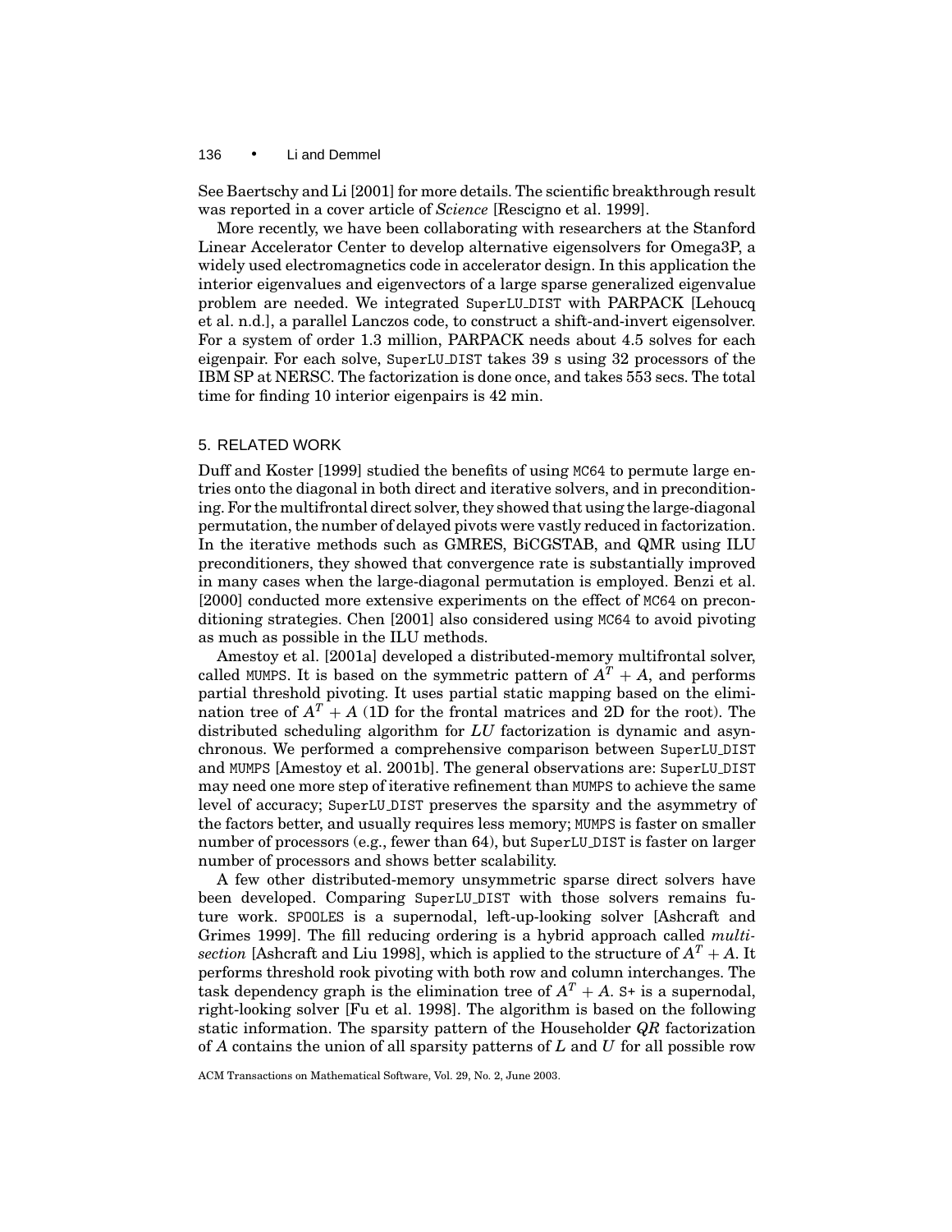See Baertschy and Li [2001] for more details. The scientific breakthrough result was reported in a cover article of *Science* [Rescigno et al. 1999].

More recently, we have been collaborating with researchers at the Stanford Linear Accelerator Center to develop alternative eigensolvers for Omega3P, a widely used electromagnetics code in accelerator design. In this application the interior eigenvalues and eigenvectors of a large sparse generalized eigenvalue problem are needed. We integrated SuperLU_DIST with PARPACK [Lehoucq et al. n.d.], a parallel Lanczos code, to construct a shift-and-invert eigensolver. For a system of order 1.3 million, PARPACK needs about 4.5 solves for each eigenpair. For each solve, SuperLU_DIST takes 39 s using 32 processors of the IBM SP at NERSC. The factorization is done once, and takes 553 secs. The total time for finding 10 interior eigenpairs is 42 min.

## 5. RELATED WORK

Duff and Koster [1999] studied the benefits of using MC64 to permute large entries onto the diagonal in both direct and iterative solvers, and in preconditioning. For the multifrontal direct solver, they showed that using the large-diagonal permutation, the number of delayed pivots were vastly reduced in factorization. In the iterative methods such as GMRES, BiCGSTAB, and QMR using ILU preconditioners, they showed that convergence rate is substantially improved in many cases when the large-diagonal permutation is employed. Benzi et al. [2000] conducted more extensive experiments on the effect of MC64 on preconditioning strategies. Chen [2001] also considered using MC64 to avoid pivoting as much as possible in the ILU methods.

Amestoy et al. [2001a] developed a distributed-memory multifrontal solver, called MUMPS. It is based on the symmetric pattern of $A^T + A$, and performs partial threshold pivoting. It uses partial static mapping based on the elimination tree of $A^T + A$ (1D for the frontal matrices and 2D for the root). The distributed scheduling algorithm for $LU$ factorization is dynamic and asynchronous. We performed a comprehensive comparison between SuperLU_DIST and MUMPS [Amestoy et al. 2001b]. The general observations are: SuperLU_DIST may need one more step of iterative refinement than MUMPS to achieve the same level of accuracy; SuperLU_DIST preserves the sparsity and the asymmetry of the factors better, and usually requires less memory; MUMPS is faster on smaller number of processors (e.g., fewer than 64), but SuperLU_DIST is faster on larger number of processors and shows better scalability.

A few other distributed-memory unsymmetric sparse direct solvers have been developed. Comparing SuperLU_DIST with those solvers remains future work. SPOOLES is a supernodal, left-up-looking solver [Ashcraft and Grimes 1999]. The fill reducing ordering is a hybrid approach called *multisection* [Ashcraft and Liu 1998], which is applied to the structure of $A^T + A$. It performs threshold rook pivoting with both row and column interchanges. The task dependency graph is the elimination tree of $A^T + A$. S+ is a supernodal, right-looking solver [Fu et al. 1998]. The algorithm is based on the following static information. The sparsity pattern of the Householder $QR$ factorization of $A$ contains the union of all sparsity patterns of $L$ and $U$ for all possible row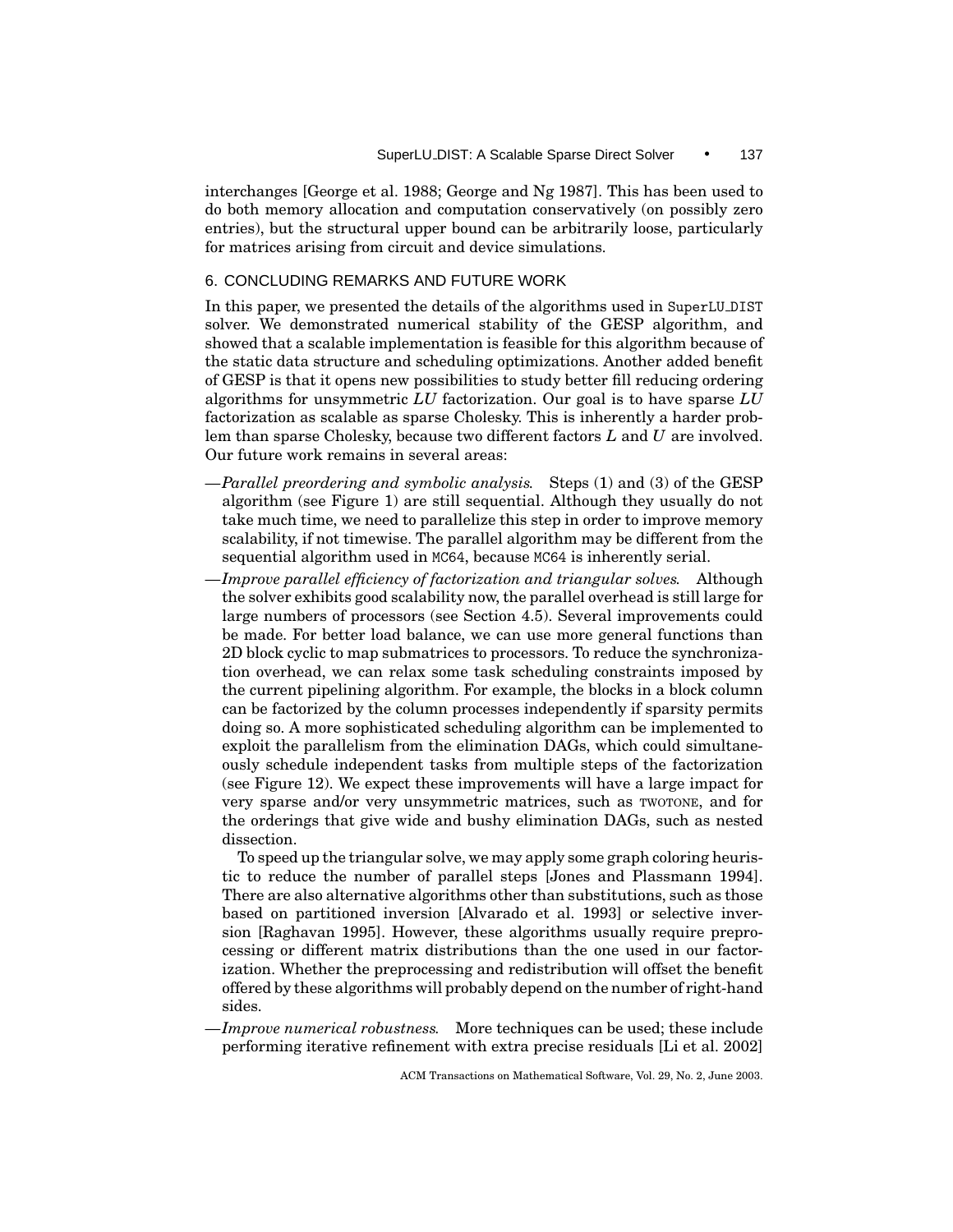interchanges [George et al. 1988; George and Ng 1987]. This has been used to do both memory allocation and computation conservatively (on possibly zero entries), but the structural upper bound can be arbitrarily loose, particularly for matrices arising from circuit and device simulations.

## 6. CONCLUDING REMARKS AND FUTURE WORK

In this paper, we presented the details of the algorithms used in SuperLU_DIST solver. We demonstrated numerical stability of the GESP algorithm, and showed that a scalable implementation is feasible for this algorithm because of the static data structure and scheduling optimizations. Another added benefit of GESP is that it opens new possibilities to study better fill reducing ordering algorithms for unsymmetric $LU$ factorization. Our goal is to have sparse $LU$ factorization as scalable as sparse Cholesky. This is inherently a harder problem than sparse Cholesky, because two different factors $L$ and $U$ are involved. Our future work remains in several areas:

—*Parallel preordering and symbolic analysis.* Steps (1) and (3) of the GESP algorithm (see Figure 1) are still sequential. Although they usually do not take much time, we need to parallelize this step in order to improve memory scalability, if not timewise. The parallel algorithm may be different from the sequential algorithm used in MC64, because MC64 is inherently serial.

—*Improve parallel efficiency of factorization and triangular solves.* Although the solver exhibits good scalability now, the parallel overhead is still large for large numbers of processors (see Section 4.5). Several improvements could be made. For better load balance, we can use more general functions than 2D block cyclic to map submatrices to processors. To reduce the synchronization overhead, we can relax some task scheduling constraints imposed by the current pipelining algorithm. For example, the blocks in a block column can be factorized by the column processes independently if sparsity permits doing so. A more sophisticated scheduling algorithm can be implemented to exploit the parallelism from the elimination DAGs, which could simultaneously schedule independent tasks from multiple steps of the factorization (see Figure 12). We expect these improvements will have a large impact for very sparse and/or very unsymmetric matrices, such as TWOTONE, and for the orderings that give wide and bushy elimination DAGs, such as nested dissection.

To speed up the triangular solve, we may apply some graph coloring heuristic to reduce the number of parallel steps [Jones and Plassmann 1994]. There are also alternative algorithms other than substitutions, such as those based on partitioned inversion [Alvarado et al. 1993] or selective inversion [Raghavan 1995]. However, these algorithms usually require preprocessing or different matrix distributions than the one used in our factorization. Whether the preprocessing and redistribution will offset the benefit offered by these algorithms will probably depend on the number of right-hand sides.

—*Improve numerical robustness.* More techniques can be used; these include performing iterative refinement with extra precise residuals [Li et al. 2002]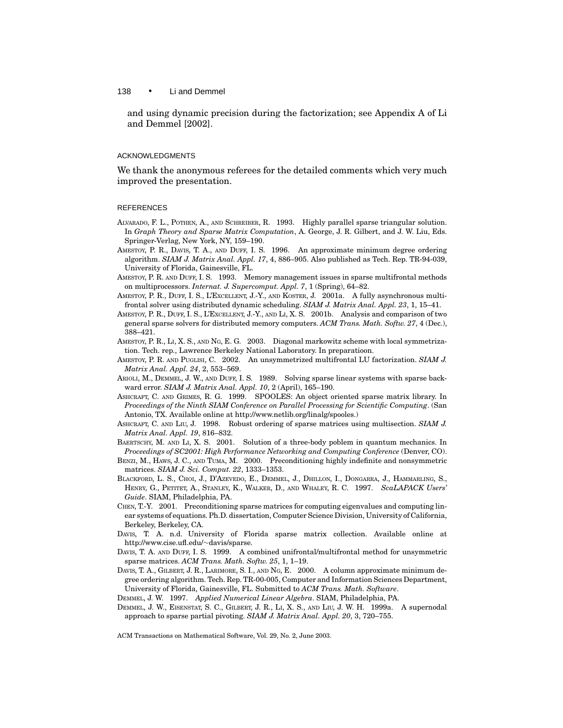and using dynamic precision during the factorization; see Appendix A of Li and Demmel [2002].

## ACKNOWLEDGMENTS

We thank the anonymous referees for the detailed comments which very much improved the presentation.

## REFERENCES

ALVARADO, F. L., POTHEN, A., AND SCHREIBER, R. 1993. Highly parallel sparse triangular solution. In *Graph Theory and Sparse Matrix Computation*, A. George, J. R. Gilbert, and J. W. Liu, Eds. Springer-Verlag, New York, NY, 159–190.

AMESTOY, P. R., DAVIS, T. A., AND DUFF, I. S. 1996. An approximate minimum degree ordering algorithm. *SIAM J. Matrix Anal. Appl. 17*, 4, 886–905. Also published as Tech. Rep. TR-94-039, University of Florida, Gainesville, FL.

AMESTOY, P. R. AND DUFF, I. S. 1993. Memory management issues in sparse multifrontal methods on multiprocessors. *Internat. J. Supercomput. Appl.* 7, 1 (Spring), 64–82.

AMESTOY, P. R., DUFF, I. S., L'EXCELLENT, J.-Y., AND KOSTER, J. 2001a. A fully asynchronous multifrontal solver using distributed dynamic scheduling. *SIAM J. Matrix Anal. Appl. 23*, 1, 15–41.

AMESTOY, P. R., DUFF, I. S., L'EXCELLENT, J.-Y., AND LI, X. S. 2001b. Analysis and comparison of two general sparse solvers for distributed memory computers. *ACM Trans. Math. Softw. 27*, 4 (Dec.), 388–421.

AMESTOY, P. R., LI, X. S., AND NG, E. G. 2003. Diagonal markowitz scheme with local symmetrization. Tech. rep., Lawrence Berkeley National Laboratory. In preparatioon.

AMESTOY, P. R. AND PUGLISI, C. 2002. An unsymmetrized multifrontal LU factorization. *SIAM J. Matrix Anal. Appl. 24*, 2, 553–569.

ARIOLI, M., DEMMEL, J. W., AND DUFF, I. S. 1989. Solving sparse linear systems with sparse backward error. *SIAM J. Matrix Anal. Appl. 10*, 2 (April), 165–190.

ASHCRAFT, C. AND GRIMES, R. G. 1999. SPOOLES: An object oriented sparse matrix library. In *Proceedings of the Ninth SIAM Conference on Parallel Processing for Scientific Computing*. (San Antonio, TX. Available online at http://www.netlib.org/linalg/spooles.)

ASHCRAFT, C. AND LIU, J. 1998. Robust ordering of sparse matrices using multisection. *SIAM J. Matrix Anal. Appl. 19*, 816–832.

BAERTSCHY, M. AND LI, X. S. 2001. Solution of a three-body poblem in quantum mechanics. In *Proceedings of SC2001: High Performance Networking and Computing Conference* (Denver, CO).

BENZI, M., HAWS, J. C., AND TUMA, M. 2000. Preconditioning highly indefinite and nonsymmetric matrices. *SIAM J. Sci. Comput. 22*, 1333–1353.

BLACKFORD, L. S., CHOI, J., D'AZEVEDO, E., DEMMEL, J., DHILLON, I., DONGARRA, J., HAMMARLING, S., HENRY, G., PETITET, A., STANLEY, K., WALKER, D., AND WHALEY, R. C. 1997. *ScaLAPACK Users' Guide*. SIAM, Philadelphia, PA.

CHEN, T.-Y. 2001. Preconditioning sparse matrices for computing eigenvalues and computing linear systems of equations. Ph.D. dissertation, Computer Science Division, University of California, Berkeley, Berkeley, CA.

DAVIS, T. A. n.d. University of Florida sparse matrix collection. Available online at http://www.cise.ufl.edu/∼davis/sparse.

DAVIS, T. A. AND DUFF, I. S. 1999. A combined unifrontal/multifrontal method for unsymmetric sparse matrices. *ACM Trans. Math. Softw. 25*, 1, 1–19.

DAVIS, T. A., GILBERT, J. R., LARIMORE, S. I., AND NG, E. 2000. A column approximate minimum degree ordering algorithm. Tech. Rep. TR-00-005, Computer and Information Sciences Department, University of Florida, Gainesville, FL. Submitted to *ACM Trans. Math. Software*.

DEMMEL, J. W. 1997. *Applied Numerical Linear Algebra*. SIAM, Philadelphia, PA.

DEMMEL, J. W., EISENSTAT, S. C., GILBERT, J. R., LI, X. S., AND LIU, J. W. H. 1999a. A supernodal approach to sparse partial pivoting. *SIAM J. Matrix Anal. Appl. 20*, 3, 720–755.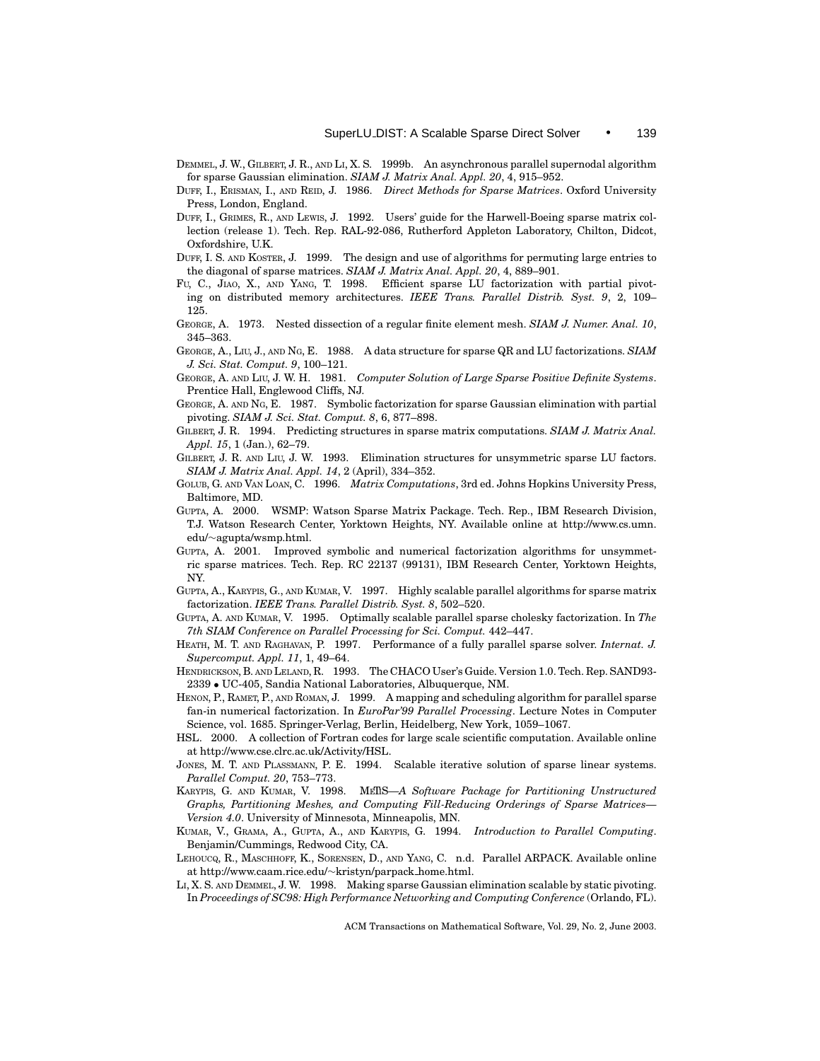DEMMEL, J. W., GILBERT, J. R., AND LI, X. S. 1999b. An asynchronous parallel supernodal algorithm for sparse Gaussian elimination. *SIAM J. Matrix Anal. Appl. 20*, 4, 915–952.

DUFF, I., ERISMAN, I., AND REID, J. 1986. *Direct Methods for Sparse Matrices*. Oxford University Press, London, England.

DUFF, I., GRIMES, R., AND LEWIS, J. 1992. Users' guide for the Harwell-Boeing sparse matrix collection (release 1). Tech. Rep. RAL-92-086, Rutherford Appleton Laboratory, Chilton, Didcot, Oxfordshire, U.K.

DUFF, I. S. AND KOSTER, J. 1999. The design and use of algorithms for permuting large entries to the diagonal of sparse matrices. *SIAM J. Matrix Anal. Appl. 20*, 4, 889–901.

FU, C., JIAO, X., AND YANG, T. 1998. Efficient sparse LU factorization with partial pivoting on distributed memory architectures. *IEEE Trans. Parallel Distrib. Syst. 9*, 2, 109–125.

GEORGE, A. 1973. Nested dissection of a regular finite element mesh. *SIAM J. Numer. Anal. 10*, 345–363.

GEORGE, A., LIU, J., AND NG, E. 1988. A data structure for sparse QR and LU factorizations. *SIAM J. Sci. Stat. Comput. 9*, 100–121.

GEORGE, A. AND LIU, J. W. H. 1981. *Computer Solution of Large Sparse Positive Definite Systems*. Prentice Hall, Englewood Cliffs, NJ.

GEORGE, A. AND NG, E. 1987. Symbolic factorization for sparse Gaussian elimination with partial pivoting. *SIAM J. Sci. Stat. Comput. 8*, 6, 877–898.

GILBERT, J. R. 1994. Predicting structures in sparse matrix computations. *SIAM J. Matrix Anal. Appl. 15*, 1 (Jan.), 62–79.

GILBERT, J. R. AND LIU, J. W. 1993. Elimination structures for unsymmetric sparse LU factors. *SIAM J. Matrix Anal. Appl. 14*, 2 (April), 334–352.

GOLUB, G. AND VAN LOAN, C. 1996. *Matrix Computations*, 3rd ed. Johns Hopkins University Press, Baltimore, MD.

GUPTA, A. 2000. WSMP: Watson Sparse Matrix Package. Tech. Rep., IBM Research Division, T.J. Watson Research Center, Yorktown Heights, NY. Available online at http://www.cs.umn.edu/~agupta/wsmp.html.

GUPTA, A. 2001. Improved symbolic and numerical factorization algorithms for unsymmetric sparse matrices. Tech. Rep. RC 22137 (99131), IBM Research Center, Yorktown Heights, NY.

GUPTA, A., KARYPIS, G., AND KUMAR, V. 1997. Highly scalable parallel algorithms for sparse matrix factorization. *IEEE Trans. Parallel Distrib. Syst. 8*, 502–520.

GUPTA, A. AND KUMAR, V. 1995. Optimally scalable parallel sparse cholesky factorization. In *The 7th SIAM Conference on Parallel Processing for Sci. Comput.* 442–447.

HEATH, M. T. AND RAGHAVAN, P. 1997. Performance of a fully parallel sparse solver. *Internat. J. Supercomput. Appl. 11*, 1, 49–64.

HENDRICKSON, B. AND LELAND, R. 1993. The CHACO User's Guide. Version 1.0. Tech. Rep. SAND93-2339 • UC-405, Sandia National Laboratories, Albuquerque, NM.

HENON, P., RAMET, P., AND ROMAN, J. 1999. A mapping and scheduling algorithm for parallel sparse fan-in numerical factorization. In *EuroPar'99 Parallel Processing*. Lecture Notes in Computer Science, vol. 1685. Springer-Verlag, Berlin, Heidelberg, New York, 1059–1067.

HSL. 2000. A collection of Fortran codes for large scale scientific computation. Available online at http://www.cse.clrc.ac.uk/Activity/HSL.

JONES, M. T. AND PLASSMANN, P. E. 1994. Scalable iterative solution of sparse linear systems. *Parallel Comput. 20*, 753–773.

KARYPIS, G. AND KUMAR, V. 1998. MeTiS—*A Software Package for Partitioning Unstructured Graphs, Partitioning Meshes, and Computing Fill-Reducing Orderings of Sparse Matrices—Version 4.0*. University of Minnesota, Minneapolis, MN.

KUMAR, V., GRAMA, A., GUPTA, A., AND KARYPIS, G. 1994. *Introduction to Parallel Computing*. Benjamin/Cummings, Redwood City, CA.

LEHOUCQ, R., MASCHHOFF, K., SORENSEN, D., AND YANG, C. n.d. Parallel ARPACK. Available online at http://www.caam.rice.edu/~kristyn/parpack_home.html.

LI, X. S. AND DEMMEL, J. W. 1998. Making sparse Gaussian elimination scalable by static pivoting. In *Proceedings of SC98: High Performance Networking and Computing Conference* (Orlando, FL).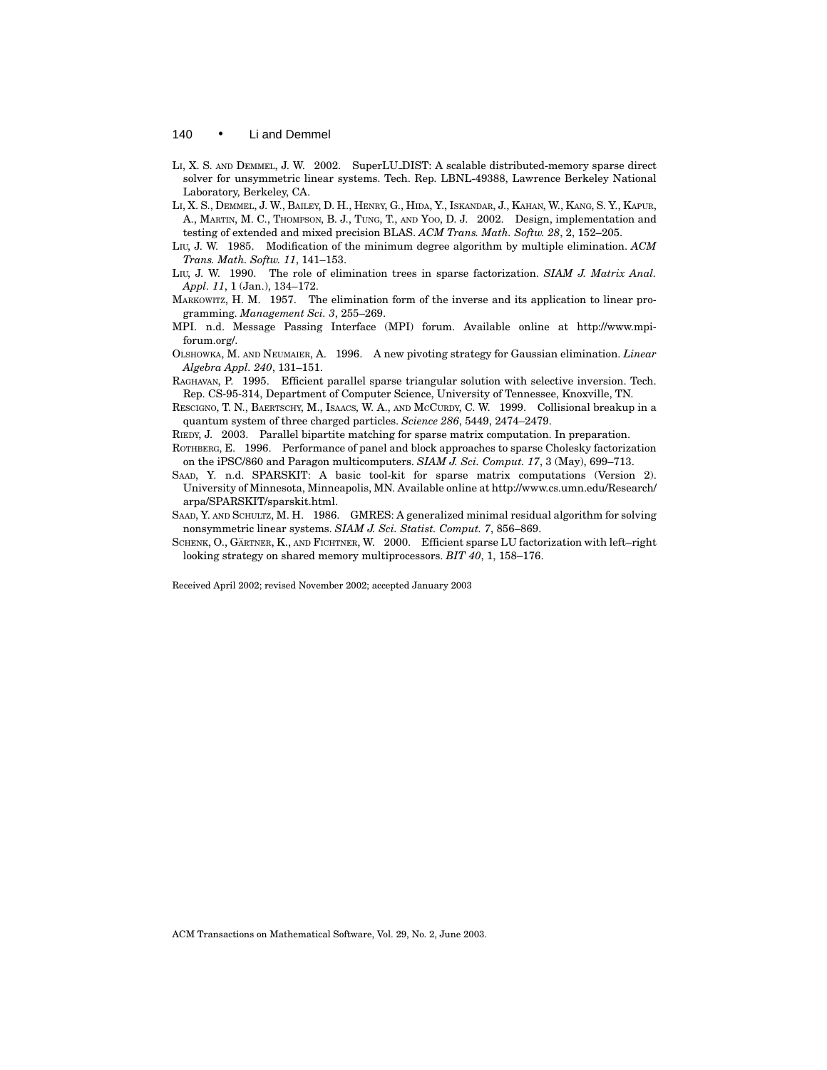Li, X. S. and Demmel, J. W. 2002. SuperLU_DIST: A scalable distributed-memory sparse direct solver for unsymmetric linear systems. Tech. Rep. LBNL-49388, Lawrence Berkeley National Laboratory, Berkeley, CA.

Li, X. S., Demmel, J. W., Bailey, D. H., Henry, G., Hida, Y., Iskandar, J., Kahan, W., Kang, S. Y., Kapur, A., Martin, M. C., Thompson, B. J., Tung, T., and Yoo, D. J. 2002. Design, implementation and testing of extended and mixed precision BLAS. *ACM Trans. Math. Softw. 28*, 2, 152–205.

Liu, J. W. 1985. Modification of the minimum degree algorithm by multiple elimination. *ACM Trans. Math. Softw. 11*, 141–153.

Liu, J. W. 1990. The role of elimination trees in sparse factorization. *SIAM J. Matrix Anal. Appl. 11*, 1 (Jan.), 134–172.

Markowitz, H. M. 1957. The elimination form of the inverse and its application to linear programming. *Management Sci. 3*, 255–269.

MPI. n.d. Message Passing Interface (MPI) forum. Available online at http://www.mpi-forum.org/.

Olshowka, M. and Neumaier, A. 1996. A new pivoting strategy for Gaussian elimination. *Linear Algebra Appl. 240*, 131–151.

Raghavan, P. 1995. Efficient parallel sparse triangular solution with selective inversion. Tech. Rep. CS-95-314, Department of Computer Science, University of Tennessee, Knoxville, TN.

Rescigno, T. N., Baertschy, M., Isaacs, W. A., and McCurdy, C. W. 1999. Collisional breakup in a quantum system of three charged particles. *Science 286*, 5449, 2474–2479.

Riedy, J. 2003. Parallel bipartite matching for sparse matrix computation. In preparation.

Rothberg, E. 1996. Performance of panel and block approaches to sparse Cholesky factorization on the iPSC/860 and Paragon multicomputers. *SIAM J. Sci. Comput. 17*, 3 (May), 699–713.

Saad, Y. n.d. SPARSKIT: A basic tool-kit for sparse matrix computations (Version 2). University of Minnesota, Minneapolis, MN. Available online at http://www.cs.umn.edu/Research/arpa/SPARSKIT/sparskit.html.

Saad, Y. and Schultz, M. H. 1986. GMRES: A generalized minimal residual algorithm for solving nonsymmetric linear systems. *SIAM J. Sci. Statist. Comput. 7*, 856–869.

Schenk, O., Gärtner, K., and Fichtner, W. 2000. Efficient sparse LU factorization with left–right looking strategy on shared memory multiprocessors. *BIT 40*, 1, 158–176.

Received April 2002; revised November 2002; accepted January 2003